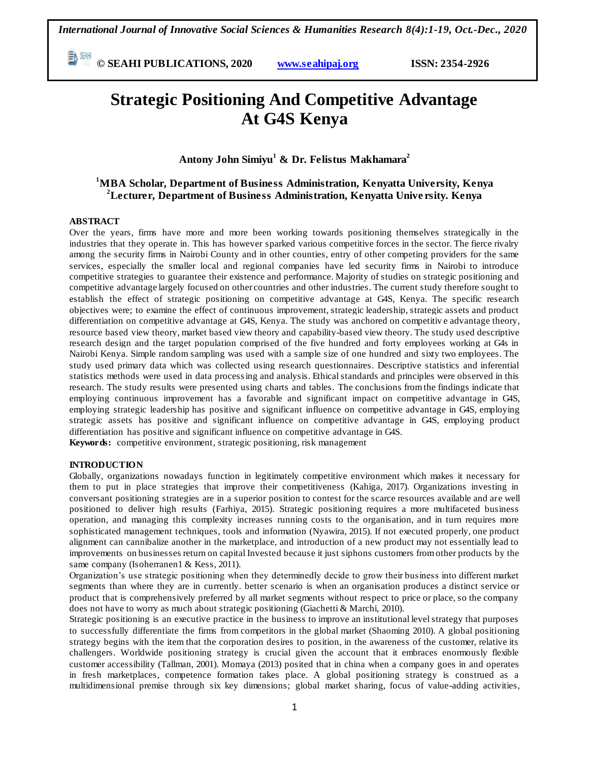# Strategic Positioning And Competitive Advantage At G4S Kenya

**Antony John Simiyu[1] & Dr. Felistus Makhamara[2]**

**[1]MBA Scholar, Department of Business Administration, Kenyatta University, Kenya**
**[2]Lecturer, Department of Business Administration, Kenyatta University. Kenya**

## ABSTRACT

Over the years, firms have more and more been working towards positioning themselves strategically in the industries that they operate in. This has however sparked various competitive forces in the sector. The fierce rivalry among the security firms in Nairobi County and in other counties, entry of other competing providers for the same services, especially the smaller local and regional companies have led security firms in Nairobi to introduce competitive strategies to guarantee their existence and performance. Majority of studies on strategic positioning and competitive advantage largely focused on other countries and other industries. The current study therefore sought to establish the effect of strategic positioning on competitive advantage at G4S, Kenya. The specific research objectives were; to examine the effect of continuous improvement, strategic leadership, strategic assets and product differentiation on competitive advantage at G4S, Kenya. The study was anchored on competitive advantage theory, resource based view theory, market based view theory and capability-based view theory. The study used descriptive research design and the target population comprised of the five hundred and forty employees working at G4s in Nairobi Kenya. Simple random sampling was used with a sample size of one hundred and sixty two employees. The study used primary data which was collected using research questionnaires. Descriptive statistics and inferential statistics methods were used in data processing and analysis. Ethical standards and principles were observed in this research. The study results were presented using charts and tables. The conclusions from the findings indicate that employing continuous improvement has a favorable and significant impact on competitive advantage in G4S, employing strategic leadership has positive and significant influence on competitive advantage in G4S, employing strategic assets has positive and significant influence on competitive advantage in G4S, employing product differentiation has positive and significant influence on competitive advantage in G4S.

**Keywords:** competitive environment, strategic positioning, risk management

## INTRODUCTION

Globally, organizations nowadays function in legitimately competitive environment which makes it necessary for them to put in place strategies that improve their competitiveness (Kahiga, 2017). Organizations investing in conversant positioning strategies are in a superior position to contest for the scarce resources available and are well positioned to deliver high results (Farhiya, 2015). Strategic positioning requires a more multifaceted business operation, and managing this complexity increases running costs to the organisation, and in turn requires more sophisticated management techniques, tools and information (Nyawira, 2015). If not executed properly, one product alignment can cannibalize another in the marketplace, and introduction of a new product may not essentially lead to improvements on businesses return on capital Invested because it just siphons customers from other products by the same company (Isoherranen1 & Kess, 2011).

Organization's use strategic positioning when they determinedly decide to grow their business into different market segments than where they are in currently. better scenario is when an organisation produces a distinct service or product that is comprehensively preferred by all market segments without respect to price or place, so the company does not have to worry as much about strategic positioning (Giachetti & Marchi, 2010).

Strategic positioning is an executive practice in the business to improve an institutional level strategy that purposes to successfully differentiate the firms from competitors in the global market (Shaoming 2010). A global positioning strategy begins with the item that the corporation desires to position, in the awareness of the customer, relative its challengers. Worldwide positioning strategy is crucial given the account that it embraces enormously flexible customer accessibility (Tallman, 2001). Momaya (2013) posited that in china when a company goes in and operates in fresh marketplaces, competence formation takes place. A global positioning strategy is construed as a multidimensional premise through six key dimensions; global market sharing, focus of value-adding activities,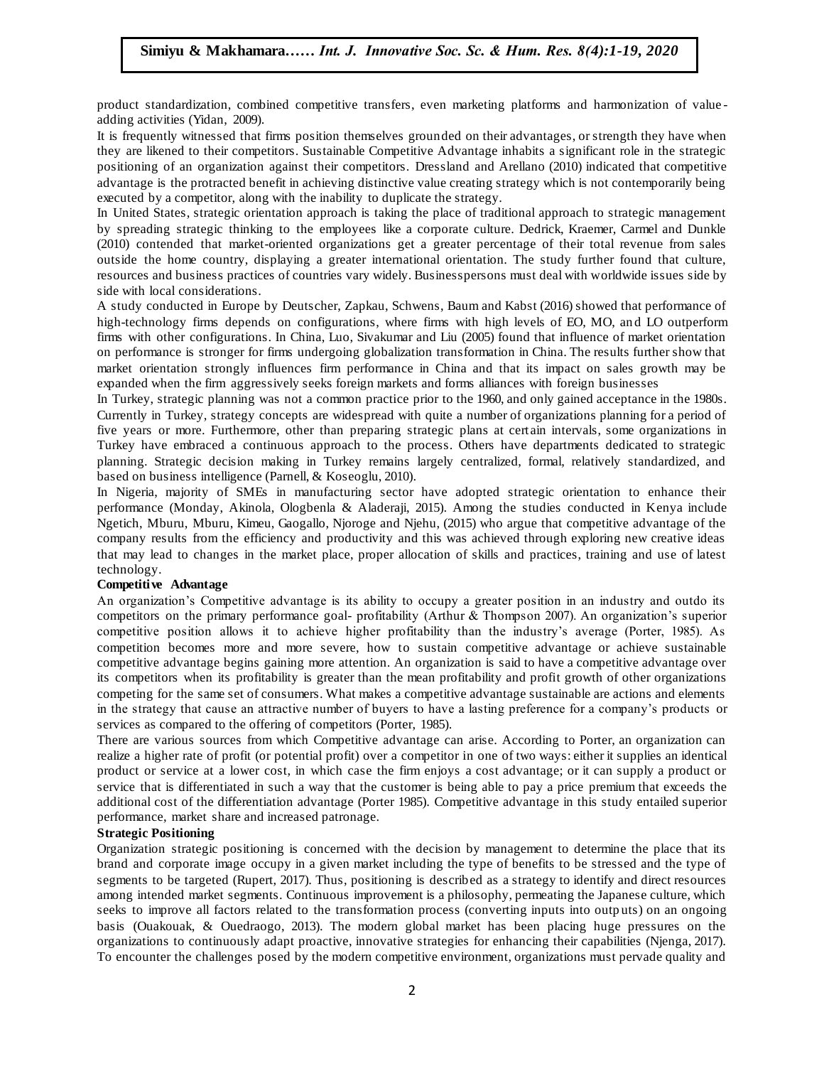product standardization, combined competitive transfers, even marketing platforms and harmonization of value-adding activities (Yidan, 2009).

It is frequently witnessed that firms position themselves grounded on their advantages, or strength they have when they are likened to their competitors. Sustainable Competitive Advantage inhabits a significant role in the strategic positioning of an organization against their competitors. Dressland and Arellano (2010) indicated that competitive advantage is the protracted benefit in achieving distinctive value creating strategy which is not contemporarily being executed by a competitor, along with the inability to duplicate the strategy.

In United States, strategic orientation approach is taking the place of traditional approach to strategic management by spreading strategic thinking to the employees like a corporate culture. Dedrick, Kraemer, Carmel and Dunkle (2010) contended that market-oriented organizations get a greater percentage of their total revenue from sales outside the home country, displaying a greater international orientation. The study further found that culture, resources and business practices of countries vary widely. Businesspersons must deal with worldwide issues side by side with local considerations.

A study conducted in Europe by Deutscher, Zapkau, Schwens, Baum and Kabst (2016) showed that performance of high-technology firms depends on configurations, where firms with high levels of EO, MO, and LO outperform firms with other configurations. In China, Luo, Sivakumar and Liu (2005) found that influence of market orientation on performance is stronger for firms undergoing globalization transformation in China. The results further show that market orientation strongly influences firm performance in China and that its impact on sales growth may be expanded when the firm aggressively seeks foreign markets and forms alliances with foreign businesses

In Turkey, strategic planning was not a common practice prior to the 1960, and only gained acceptance in the 1980s. Currently in Turkey, strategy concepts are widespread with quite a number of organizations planning for a period of five years or more. Furthermore, other than preparing strategic plans at certain intervals, some organizations in Turkey have embraced a continuous approach to the process. Others have departments dedicated to strategic planning. Strategic decision making in Turkey remains largely centralized, formal, relatively standardized, and based on business intelligence (Parnell, & Koseoglu, 2010).

In Nigeria, majority of SMEs in manufacturing sector have adopted strategic orientation to enhance their performance (Monday, Akinola, Ologbenla & Aladeraji, 2015). Among the studies conducted in Kenya include Ngetich, Mburu, Mburu, Kimeu, Gaogallo, Njoroge and Njehu, (2015) who argue that competitive advantage of the company results from the efficiency and productivity and this was achieved through exploring new creative ideas that may lead to changes in the market place, proper allocation of skills and practices, training and use of latest technology.

**Competitive Advantage**

An organization's Competitive advantage is its ability to occupy a greater position in an industry and outdo its competitors on the primary performance goal- profitability (Arthur & Thompson 2007). An organization's superior competitive position allows it to achieve higher profitability than the industry's average (Porter, 1985). As competition becomes more and more severe, how to sustain competitive advantage or achieve sustainable competitive advantage begins gaining more attention. An organization is said to have a competitive advantage over its competitors when its profitability is greater than the mean profitability and profit growth of other organizations competing for the same set of consumers. What makes a competitive advantage sustainable are actions and elements in the strategy that cause an attractive number of buyers to have a lasting preference for a company's products or services as compared to the offering of competitors (Porter, 1985).

There are various sources from which Competitive advantage can arise. According to Porter, an organization can realize a higher rate of profit (or potential profit) over a competitor in one of two ways: either it supplies an identical product or service at a lower cost, in which case the firm enjoys a cost advantage; or it can supply a product or service that is differentiated in such a way that the customer is being able to pay a price premium that exceeds the additional cost of the differentiation advantage (Porter 1985). Competitive advantage in this study entailed superior performance, market share and increased patronage.

**Strategic Positioning**

Organization strategic positioning is concerned with the decision by management to determine the place that its brand and corporate image occupy in a given market including the type of benefits to be stressed and the type of segments to be targeted (Rupert, 2017). Thus, positioning is described as a strategy to identify and direct resources among intended market segments. Continuous improvement is a philosophy, permeating the Japanese culture, which seeks to improve all factors related to the transformation process (converting inputs into outputs) on an ongoing basis (Ouakouak, & Ouedraogo, 2013). The modern global market has been placing huge pressures on the organizations to continuously adapt proactive, innovative strategies for enhancing their capabilities (Njenga, 2017). To encounter the challenges posed by the modern competitive environment, organizations must pervade quality and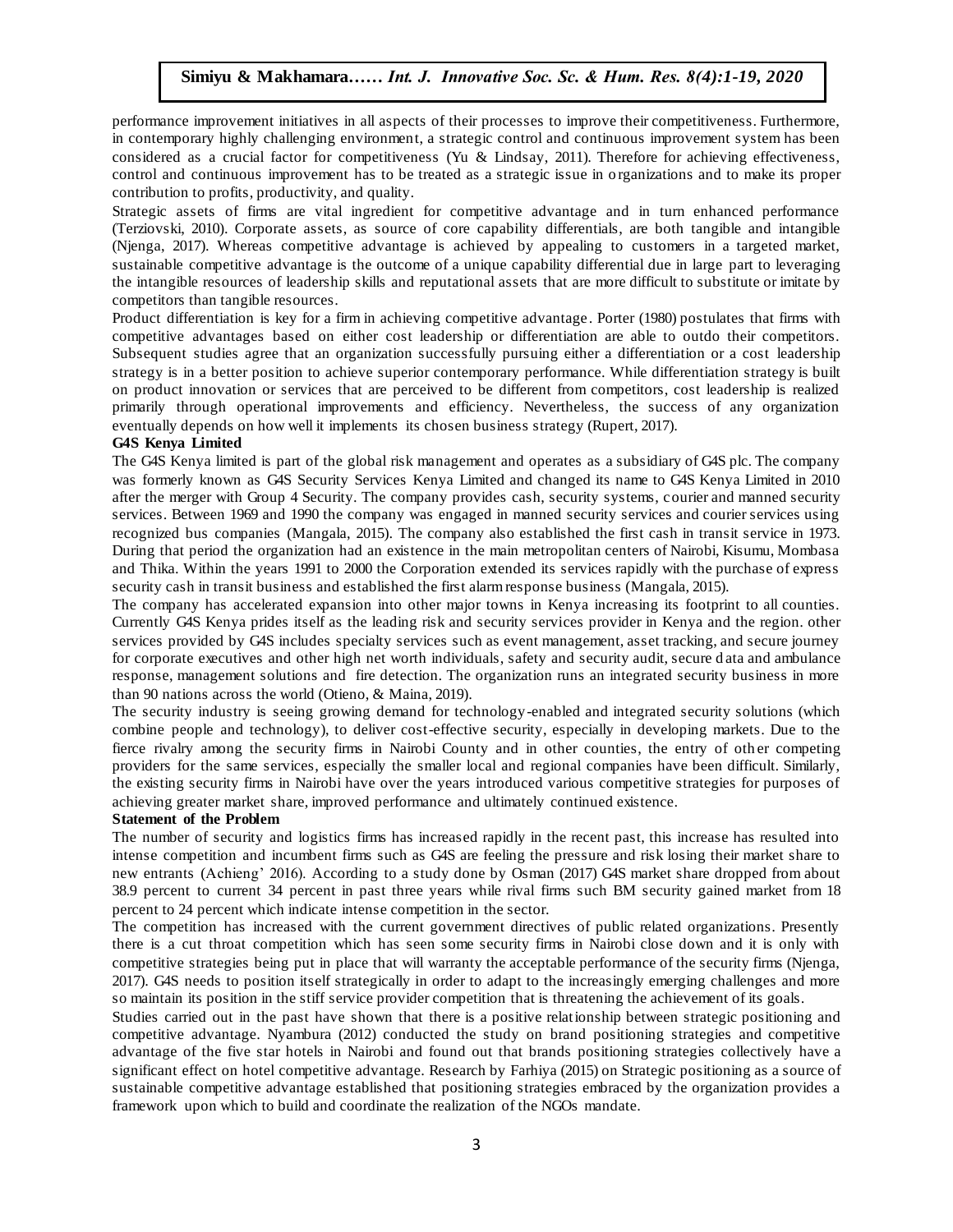performance improvement initiatives in all aspects of their processes to improve their competitiveness. Furthermore, in contemporary highly challenging environment, a strategic control and continuous improvement system has been considered as a crucial factor for competitiveness (Yu & Lindsay, 2011). Therefore for achieving effectiveness, control and continuous improvement has to be treated as a strategic issue in organizations and to make its proper contribution to profits, productivity, and quality.

Strategic assets of firms are vital ingredient for competitive advantage and in turn enhanced performance (Terziovski, 2010). Corporate assets, as source of core capability differentials, are both tangible and intangible (Njenga, 2017). Whereas competitive advantage is achieved by appealing to customers in a targeted market, sustainable competitive advantage is the outcome of a unique capability differential due in large part to leveraging the intangible resources of leadership skills and reputational assets that are more difficult to substitute or imitate by competitors than tangible resources.

Product differentiation is key for a firm in achieving competitive advantage. Porter (1980) postulates that firms with competitive advantages based on either cost leadership or differentiation are able to outdo their competitors. Subsequent studies agree that an organization successfully pursuing either a differentiation or a cost leadership strategy is in a better position to achieve superior contemporary performance. While differentiation strategy is built on product innovation or services that are perceived to be different from competitors, cost leadership is realized primarily through operational improvements and efficiency. Nevertheless, the success of any organization eventually depends on how well it implements its chosen business strategy (Rupert, 2017).

**G4S Kenya Limited**

The G4S Kenya limited is part of the global risk management and operates as a subsidiary of G4S plc. The company was formerly known as G4S Security Services Kenya Limited and changed its name to G4S Kenya Limited in 2010 after the merger with Group 4 Security. The company provides cash, security systems, courier and manned security services. Between 1969 and 1990 the company was engaged in manned security services and courier services using recognized bus companies (Mangala, 2015). The company also established the first cash in transit service in 1973. During that period the organization had an existence in the main metropolitan centers of Nairobi, Kisumu, Mombasa and Thika. Within the years 1991 to 2000 the Corporation extended its services rapidly with the purchase of express security cash in transit business and established the first alarm response business (Mangala, 2015).

The company has accelerated expansion into other major towns in Kenya increasing its footprint to all counties. Currently G4S Kenya prides itself as the leading risk and security services provider in Kenya and the region. other services provided by G4S includes specialty services such as event management, asset tracking, and secure journey for corporate executives and other high net worth individuals, safety and security audit, secure data and ambulance response, management solutions and fire detection. The organization runs an integrated security business in more than 90 nations across the world (Otieno, & Maina, 2019).

The security industry is seeing growing demand for technology-enabled and integrated security solutions (which combine people and technology), to deliver cost-effective security, especially in developing markets. Due to the fierce rivalry among the security firms in Nairobi County and in other counties, the entry of other competing providers for the same services, especially the smaller local and regional companies have been difficult. Similarly, the existing security firms in Nairobi have over the years introduced various competitive strategies for purposes of achieving greater market share, improved performance and ultimately continued existence.

**Statement of the Problem**

The number of security and logistics firms has increased rapidly in the recent past, this increase has resulted into intense competition and incumbent firms such as G4S are feeling the pressure and risk losing their market share to new entrants (Achieng' 2016). According to a study done by Osman (2017) G4S market share dropped from about 38.9 percent to current 34 percent in past three years while rival firms such BM security gained market from 18 percent to 24 percent which indicate intense competition in the sector.

The competition has increased with the current government directives of public related organizations. Presently there is a cut throat competition which has seen some security firms in Nairobi close down and it is only with competitive strategies being put in place that will warranty the acceptable performance of the security firms (Njenga, 2017). G4S needs to position itself strategically in order to adapt to the increasingly emerging challenges and more so maintain its position in the stiff service provider competition that is threatening the achievement of its goals.

Studies carried out in the past have shown that there is a positive relationship between strategic positioning and competitive advantage. Nyambura (2012) conducted the study on brand positioning strategies and competitive advantage of the five star hotels in Nairobi and found out that brands positioning strategies collectively have a significant effect on hotel competitive advantage. Research by Farhiya (2015) on Strategic positioning as a source of sustainable competitive advantage established that positioning strategies embraced by the organization provides a framework upon which to build and coordinate the realization of the NGOs mandate.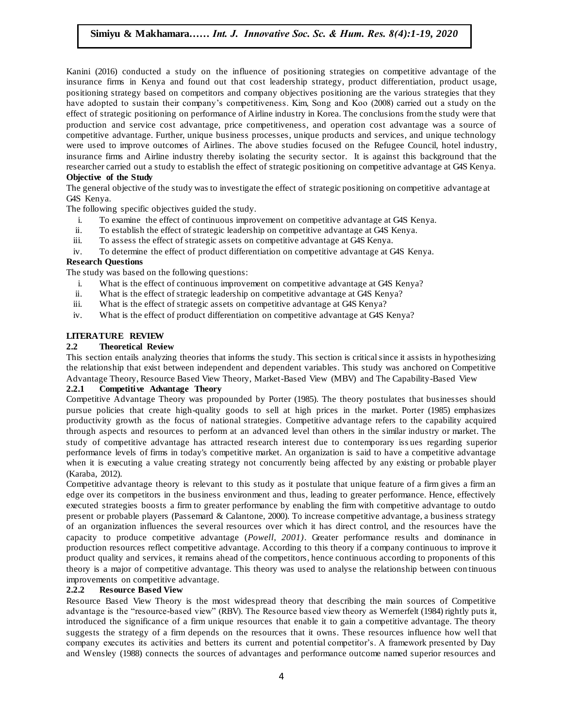Kanini (2016) conducted a study on the influence of positioning strategies on competitive advantage of the insurance firms in Kenya and found out that cost leadership strategy, product differentiation, product usage, positioning strategy based on competitors and company objectives positioning are the various strategies that they have adopted to sustain their company's competitiveness. Kim, Song and Koo (2008) carried out a study on the effect of strategic positioning on performance of Airline industry in Korea. The conclusions from the study were that production and service cost advantage, price competitiveness, and operation cost advantage was a source of competitive advantage. Further, unique business processes, unique products and services, and unique technology were used to improve outcomes of Airlines. The above studies focused on the Refugee Council, hotel industry, insurance firms and Airline industry thereby isolating the security sector. It is against this background that the researcher carried out a study to establish the effect of strategic positioning on competitive advantage at G4S Kenya.

**Objective of the Study**

The general objective of the study was to investigate the effect of strategic positioning on competitive advantage at G4S Kenya.

The following specific objectives guided the study.

i. To examine the effect of continuous improvement on competitive advantage at G4S Kenya.
ii. To establish the effect of strategic leadership on competitive advantage at G4S Kenya.
iii. To assess the effect of strategic assets on competitive advantage at G4S Kenya.
iv. To determine the effect of product differentiation on competitive advantage at G4S Kenya.

**Research Questions**

The study was based on the following questions:

i. What is the effect of continuous improvement on competitive advantage at G4S Kenya?
ii. What is the effect of strategic leadership on competitive advantage at G4S Kenya?
iii. What is the effect of strategic assets on competitive advantage at G4S Kenya?
iv. What is the effect of product differentiation on competitive advantage at G4S Kenya?

## LITERATURE REVIEW

### 2.2 Theoretical Review

This section entails analyzing theories that informs the study. This section is critical since it assists in hypothesizing the relationship that exist between independent and dependent variables. This study was anchored on Competitive Advantage Theory, Resource Based View Theory, Market-Based View (MBV) and The Capability-Based View

#### 2.2.1 Competitive Advantage Theory

Competitive Advantage Theory was propounded by Porter (1985). The theory postulates that businesses should pursue policies that create high-quality goods to sell at high prices in the market. Porter (1985) emphasizes productivity growth as the focus of national strategies. Competitive advantage refers to the capability acquired through aspects and resources to perform at an advanced level than others in the similar industry or market. The study of competitive advantage has attracted research interest due to contemporary issues regarding superior performance levels of firms in today's competitive market. An organization is said to have a competitive advantage when it is executing a value creating strategy not concurrently being affected by any existing or probable player (Karaba, 2012).

Competitive advantage theory is relevant to this study as it postulate that unique feature of a firm gives a firm an edge over its competitors in the business environment and thus, leading to greater performance. Hence, effectively executed strategies boosts a firm to greater performance by enabling the firm with competitive advantage to outdo present or probable players (Passemard & Calantone, 2000). To increase competitive advantage, a business strategy of an organization influences the several resources over which it has direct control, and the resources have the capacity to produce competitive advantage (*Powell, 2001)*. Greater performance results and dominance in production resources reflect competitive advantage. According to this theory if a company continuous to improve it product quality and services, it remains ahead of the competitors, hence continuous according to proponents of this theory is a major of competitive advantage. This theory was used to analyse the relationship between continuous improvements on competitive advantage.

#### 2.2.2 Resource Based View

Resource Based View Theory is the most widespread theory that describing the main sources of Competitive advantage is the "resource-based view" (RBV). The Resource based view theory as Wernerfelt (1984) rightly puts it, introduced the significance of a firm unique resources that enable it to gain a competitive advantage. The theory suggests the strategy of a firm depends on the resources that it owns. These resources influence how well that company executes its activities and betters its current and potential competitor's. A framework presented by Day and Wensley (1988) connects the sources of advantages and performance outcome named superior resources and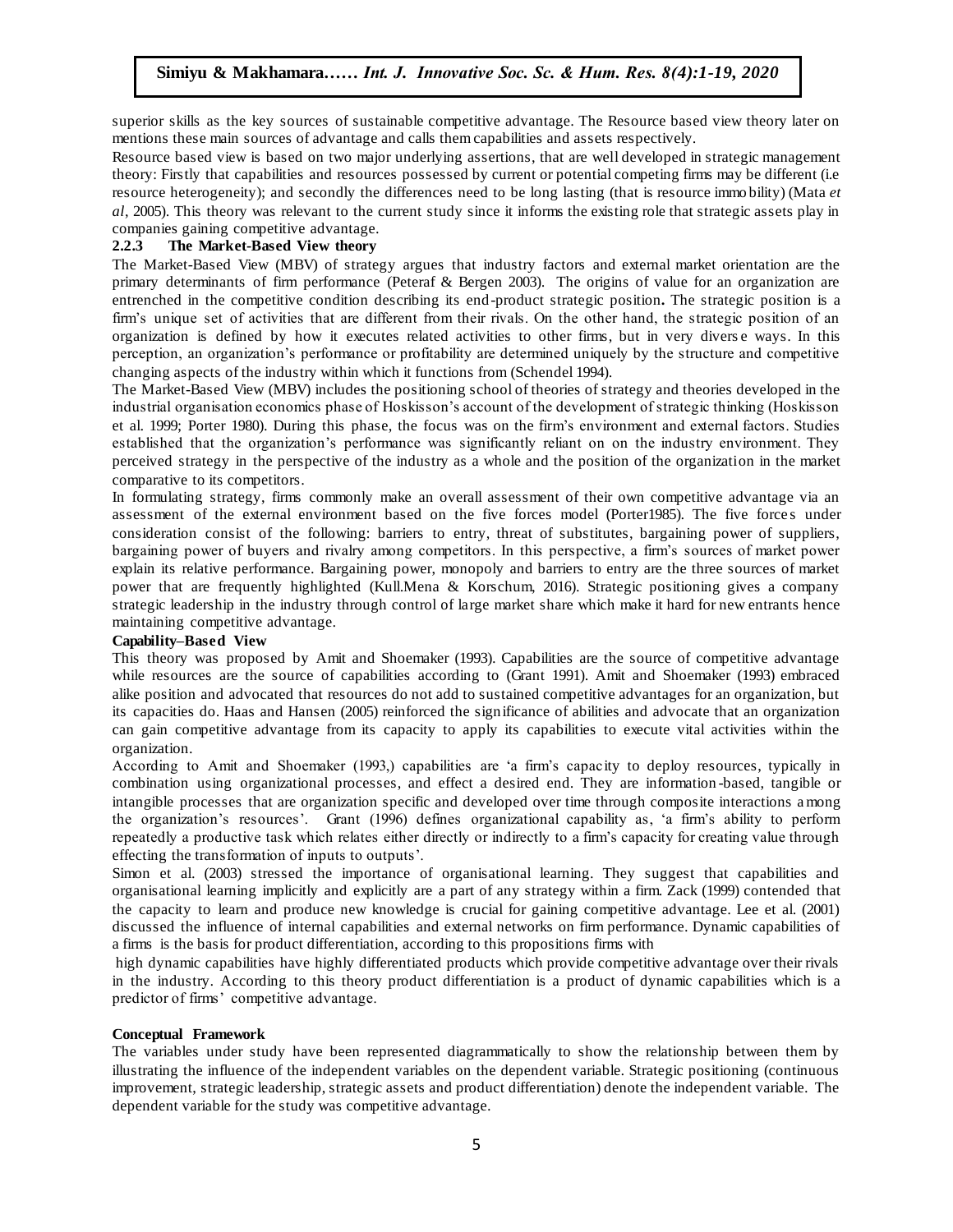superior skills as the key sources of sustainable competitive advantage. The Resource based view theory later on mentions these main sources of advantage and calls them capabilities and assets respectively.

Resource based view is based on two major underlying assertions, that are well developed in strategic management theory: Firstly that capabilities and resources possessed by current or potential competing firms may be different (i.e resource heterogeneity); and secondly the differences need to be long lasting (that is resource immobility) (Mata *et al*, 2005). This theory was relevant to the current study since it informs the existing role that strategic assets play in companies gaining competitive advantage.

### 2.2.3 The Market-Based View theory

The Market-Based View (MBV) of strategy argues that industry factors and external market orientation are the primary determinants of firm performance (Peteraf & Bergen 2003). The origins of value for an organization are entrenched in the competitive condition describing its end-product strategic position**.** The strategic position is a firm's unique set of activities that are different from their rivals. On the other hand, the strategic position of an organization is defined by how it executes related activities to other firms, but in very diverse ways. In this perception, an organization's performance or profitability are determined uniquely by the structure and competitive changing aspects of the industry within which it functions from (Schendel 1994).

The Market-Based View (MBV) includes the positioning school of theories of strategy and theories developed in the industrial organisation economics phase of Hoskisson's account of the development of strategic thinking (Hoskisson et al. 1999; Porter 1980). During this phase, the focus was on the firm's environment and external factors. Studies established that the organization's performance was significantly reliant on on the industry environment. They perceived strategy in the perspective of the industry as a whole and the position of the organization in the market comparative to its competitors.

In formulating strategy, firms commonly make an overall assessment of their own competitive advantage via an assessment of the external environment based on the five forces model (Porter1985). The five forces under consideration consist of the following: barriers to entry, threat of substitutes, bargaining power of suppliers, bargaining power of buyers and rivalry among competitors. In this perspective, a firm's sources of market power explain its relative performance. Bargaining power, monopoly and barriers to entry are the three sources of market power that are frequently highlighted (Kull.Mena & Korschum, 2016). Strategic positioning gives a company strategic leadership in the industry through control of large market share which make it hard for new entrants hence maintaining competitive advantage.

### Capability–Based View

This theory was proposed by Amit and Shoemaker (1993). Capabilities are the source of competitive advantage while resources are the source of capabilities according to (Grant 1991). Amit and Shoemaker (1993) embraced alike position and advocated that resources do not add to sustained competitive advantages for an organization, but its capacities do. Haas and Hansen (2005) reinforced the significance of abilities and advocate that an organization can gain competitive advantage from its capacity to apply its capabilities to execute vital activities within the organization.

According to Amit and Shoemaker (1993,) capabilities are 'a firm's capacity to deploy resources, typically in combination using organizational processes, and effect a desired end. They are information-based, tangible or intangible processes that are organization specific and developed over time through composite interactions among the organization's resources'. Grant (1996) defines organizational capability as, 'a firm's ability to perform repeatedly a productive task which relates either directly or indirectly to a firm's capacity for creating value through effecting the transformation of inputs to outputs'.

Simon et al. (2003) stressed the importance of organisational learning. They suggest that capabilities and organisational learning implicitly and explicitly are a part of any strategy within a firm. Zack (1999) contended that the capacity to learn and produce new knowledge is crucial for gaining competitive advantage. Lee et al. (2001) discussed the influence of internal capabilities and external networks on firm performance. Dynamic capabilities of a firms is the basis for product differentiation, according to this propositions firms with high dynamic capabilities have highly differentiated products which provide competitive advantage over their rivals in the industry. According to this theory product differentiation is a product of dynamic capabilities which is a predictor of firms' competitive advantage.

### Conceptual Framework

The variables under study have been represented diagrammatically to show the relationship between them by illustrating the influence of the independent variables on the dependent variable. Strategic positioning (continuous improvement, strategic leadership, strategic assets and product differentiation) denote the independent variable. The dependent variable for the study was competitive advantage.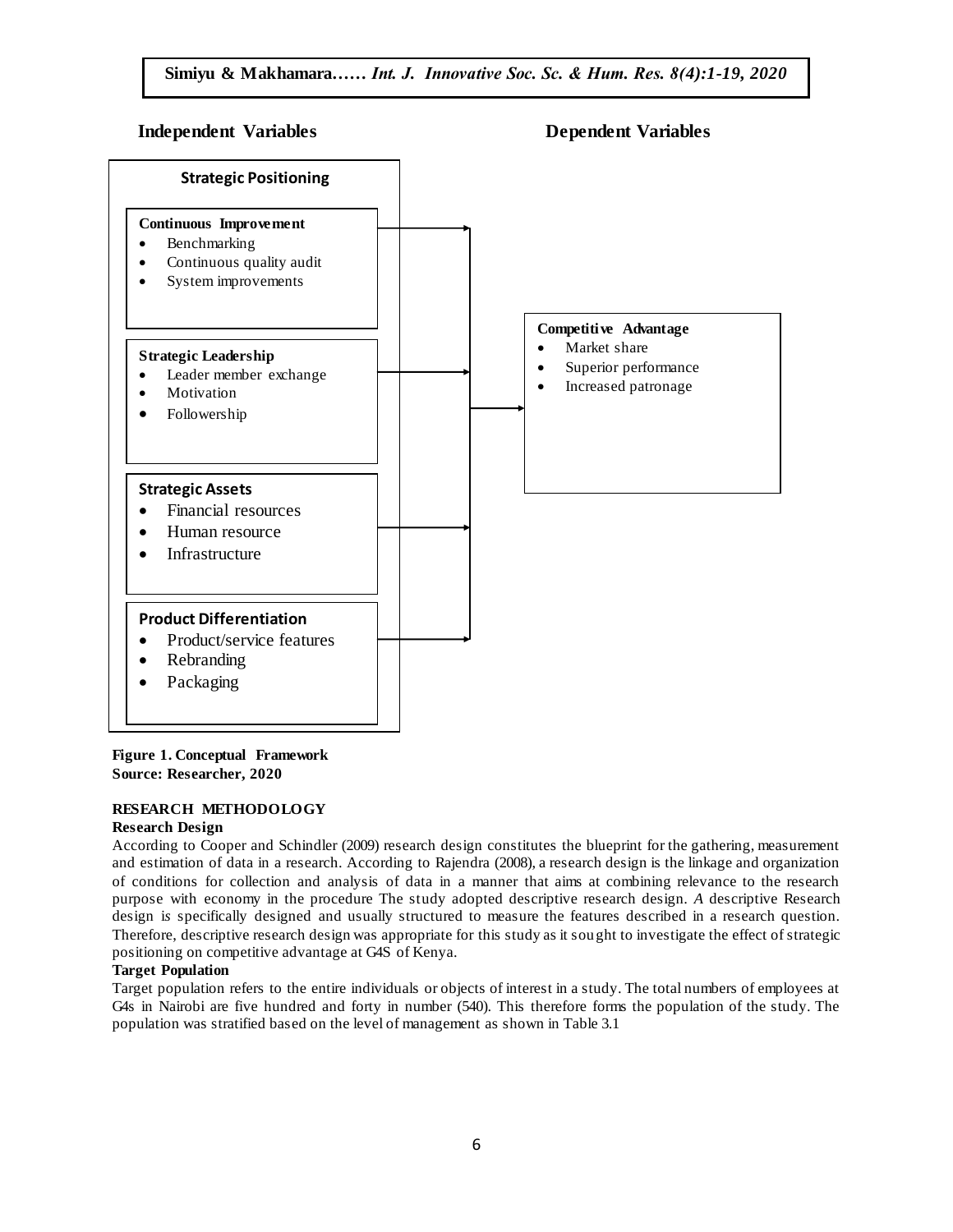**Independent Variables** **Dependent Variables**

**Strategic Positioning**

**Continuous Improvement**
- Benchmarking
- Continuous quality audit
- System improvements

**Strategic Leadership**
- Leader member exchange
- Motivation
- Followership

**Strategic Assets**
- Financial resources
- Human resource
- Infrastructure

**Product Differentiation**
- Product/service features
- Rebranding
- Packaging

**Competitive Advantage**
- Market share
- Superior performance
- Increased patronage

**Figure 1. Conceptual Framework**
**Source: Researcher, 2020**

## RESEARCH METHODOLOGY

### Research Design

According to Cooper and Schindler (2009) research design constitutes the blueprint for the gathering, measurement and estimation of data in a research. According to Rajendra (2008), a research design is the linkage and organization of conditions for collection and analysis of data in a manner that aims at combining relevance to the research purpose with economy in the procedure The study adopted descriptive research design. *A* descriptive Research design is specifically designed and usually structured to measure the features described in a research question. Therefore, descriptive research design was appropriate for this study as it sought to investigate the effect of strategic positioning on competitive advantage at G4S of Kenya.

### Target Population

Target population refers to the entire individuals or objects of interest in a study. The total numbers of employees at G4s in Nairobi are five hundred and forty in number (540). This therefore forms the population of the study. The population was stratified based on the level of management as shown in Table 3.1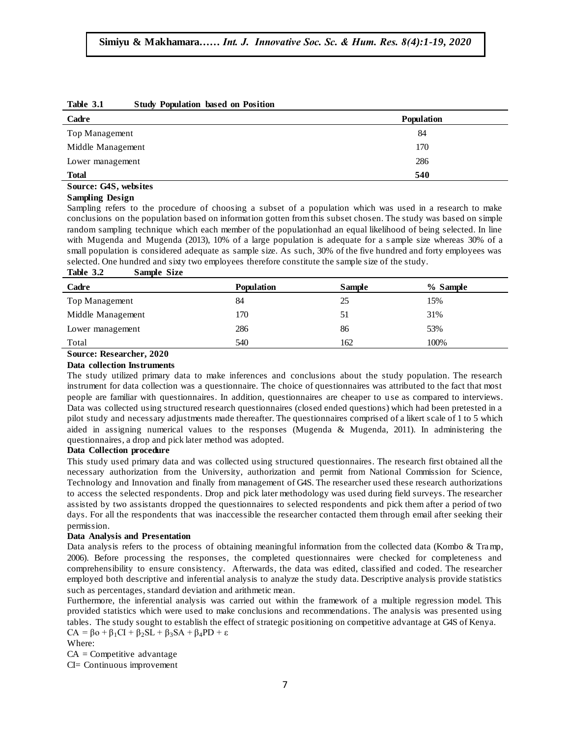**Table 3.1 Study Population based on Position**

| Cadre | Population |
|---|---|
| Top Management | 84 |
| Middle Management | 170 |
| Lower management | 286 |
| **Total** | **540** |

**Source: G4S, websites**

**Sampling Design**

Sampling refers to the procedure of choosing a subset of a population which was used in a research to make conclusions on the population based on information gotten from this subset chosen. The study was based on simple random sampling technique which each member of the populationhad an equal likelihood of being selected. In line with Mugenda and Mugenda (2013), 10% of a large population is adequate for a sample size whereas 30% of a small population is considered adequate as sample size. As such, 30% of the five hundred and forty employees was selected. One hundred and sixty two employees therefore constitute the sample size of the study.

**Table 3.2 Sample Size**

| Cadre | Population | Sample | % Sample |
|---|---|---|---|
| Top Management | 84 | 25 | 15% |
| Middle Management | 170 | 51 | 31% |
| Lower management | 286 | 86 | 53% |
| Total | 540 | 162 | 100% |

**Source: Researcher, 2020**

**Data collection Instruments**

The study utilized primary data to make inferences and conclusions about the study population. The research instrument for data collection was a questionnaire. The choice of questionnaires was attributed to the fact that most people are familiar with questionnaires. In addition, questionnaires are cheaper to use as compared to interviews. Data was collected using structured research questionnaires (closed ended questions) which had been pretested in a pilot study and necessary adjustments made thereafter. The questionnaires comprised of a likert scale of 1 to 5 which aided in assigning numerical values to the responses (Mugenda & Mugenda, 2011). In administering the questionnaires, a drop and pick later method was adopted.

**Data Collection procedure**

This study used primary data and was collected using structured questionnaires. The research first obtained all the necessary authorization from the University, authorization and permit from National Commission for Science, Technology and Innovation and finally from management of G4S. The researcher used these research authorizations to access the selected respondents. Drop and pick later methodology was used during field surveys. The researcher assisted by two assistants dropped the questionnaires to selected respondents and pick them after a period of two days. For all the respondents that was inaccessible the researcher contacted them through email after seeking their permission.

**Data Analysis and Presentation**

Data analysis refers to the process of obtaining meaningful information from the collected data (Kombo & Tramp, 2006). Before processing the responses, the completed questionnaires were checked for completeness and comprehensibility to ensure consistency. Afterwards, the data was edited, classified and coded. The researcher employed both descriptive and inferential analysis to analyze the study data. Descriptive analysis provide statistics such as percentages, standard deviation and arithmetic mean.

Furthermore, the inferential analysis was carried out within the framework of a multiple regression model. This provided statistics which were used to make conclusions and recommendations. The analysis was presented using tables. The study sought to establish the effect of strategic positioning on competitive advantage at G4S of Kenya.

$$CA = \beta_0 + \beta_1 CI + \beta_2 SL + \beta_3 SA + \beta_4 PD + \varepsilon$$

Where:

CA = Competitive advantage

CI= Continuous improvement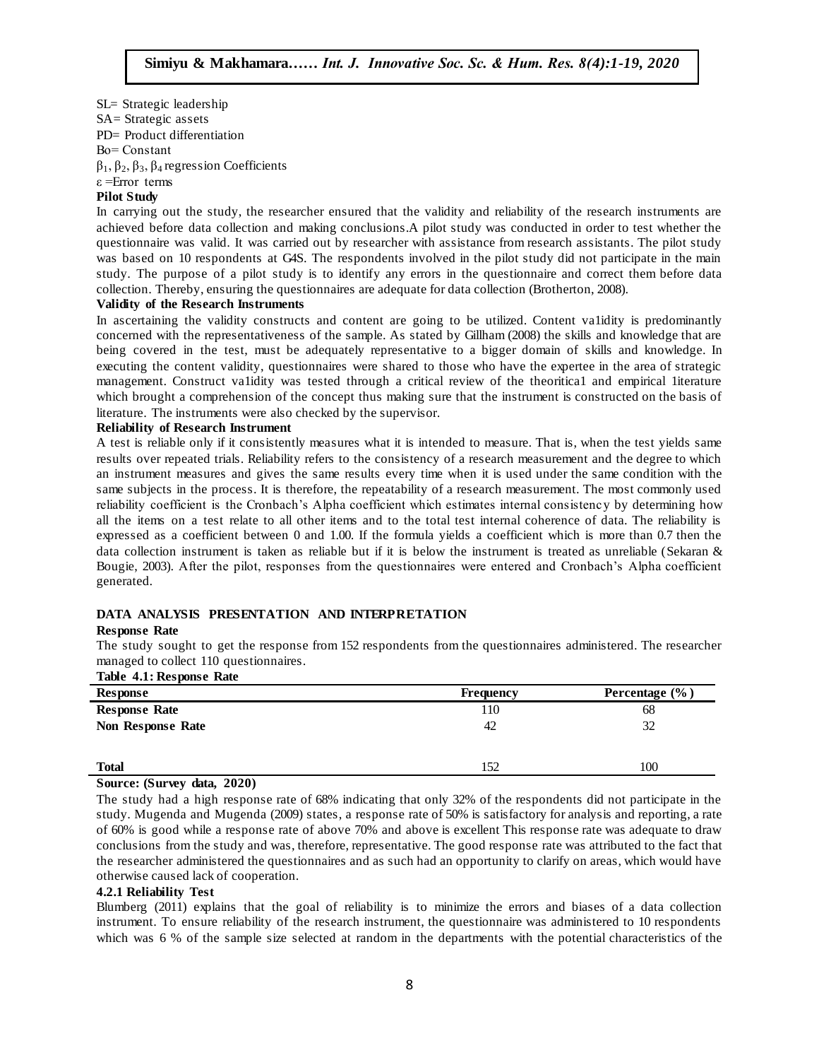SL= Strategic leadership

SA= Strategic assets

PD= Product differentiation

Bo= Constant

$\beta_1$, $\beta_2$, $\beta_3$, $\beta_4$ regression Coefficients

$\varepsilon$ =Error terms

**Pilot Study**

In carrying out the study, the researcher ensured that the validity and reliability of the research instruments are achieved before data collection and making conclusions.A pilot study was conducted in order to test whether the questionnaire was valid. It was carried out by researcher with assistance from research assistants. The pilot study was based on 10 respondents at G4S. The respondents involved in the pilot study did not participate in the main study. The purpose of a pilot study is to identify any errors in the questionnaire and correct them before data collection. Thereby, ensuring the questionnaires are adequate for data collection (Brotherton, 2008).

**Validity of the Research Instruments**

In ascertaining the validity constructs and content are going to be utilized. Content va1idity is predominantly concerned with the representativeness of the sample. As stated by Gillham (2008) the skills and knowledge that are being covered in the test, must be adequately representative to a bigger domain of skills and knowledge. In executing the content validity, questionnaires were shared to those who have the expertee in the area of strategic management. Construct va1idity was tested through a critical review of the theoritica1 and empirical 1iterature which brought a comprehension of the concept thus making sure that the instrument is constructed on the basis of literature. The instruments were also checked by the supervisor.

**Reliability of Research Instrument**

A test is reliable only if it consistently measures what it is intended to measure. That is, when the test yields same results over repeated trials. Reliability refers to the consistency of a research measurement and the degree to which an instrument measures and gives the same results every time when it is used under the same condition with the same subjects in the process. It is therefore, the repeatability of a research measurement. The most commonly used reliability coefficient is the Cronbach's Alpha coefficient which estimates internal consistency by determining how all the items on a test relate to all other items and to the total test internal coherence of data. The reliability is expressed as a coefficient between 0 and 1.00. If the formula yields a coefficient which is more than 0.7 then the data collection instrument is taken as reliable but if it is below the instrument is treated as unreliable (Sekaran & Bougie, 2003). After the pilot, responses from the questionnaires were entered and Cronbach's Alpha coefficient generated.

## DATA ANALYSIS PRESENTATION AND INTERPRETATION

**Response Rate**

The study sought to get the response from 152 respondents from the questionnaires administered. The researcher managed to collect 110 questionnaires.

**Table 4.1: Response Rate**

| Response | Frequency | Percentage (%) |
|---|---|---|
| **Response Rate** | 110 | 68 |
| **Non Response Rate** | 42 | 32 |
| **Total** | 152 | 100 |

**Source: (Survey data, 2020)**

The study had a high response rate of 68% indicating that only 32% of the respondents did not participate in the study. Mugenda and Mugenda (2009) states, a response rate of 50% is satisfactory for analysis and reporting, a rate of 60% is good while a response rate of above 70% and above is excellent This response rate was adequate to draw conclusions from the study and was, therefore, representative. The good response rate was attributed to the fact that the researcher administered the questionnaires and as such had an opportunity to clarify on areas, which would have otherwise caused lack of cooperation.

**4.2.1 Reliability Test**

Blumberg (2011) explains that the goal of reliability is to minimize the errors and biases of a data collection instrument. To ensure reliability of the research instrument, the questionnaire was administered to 10 respondents which was 6 % of the sample size selected at random in the departments with the potential characteristics of the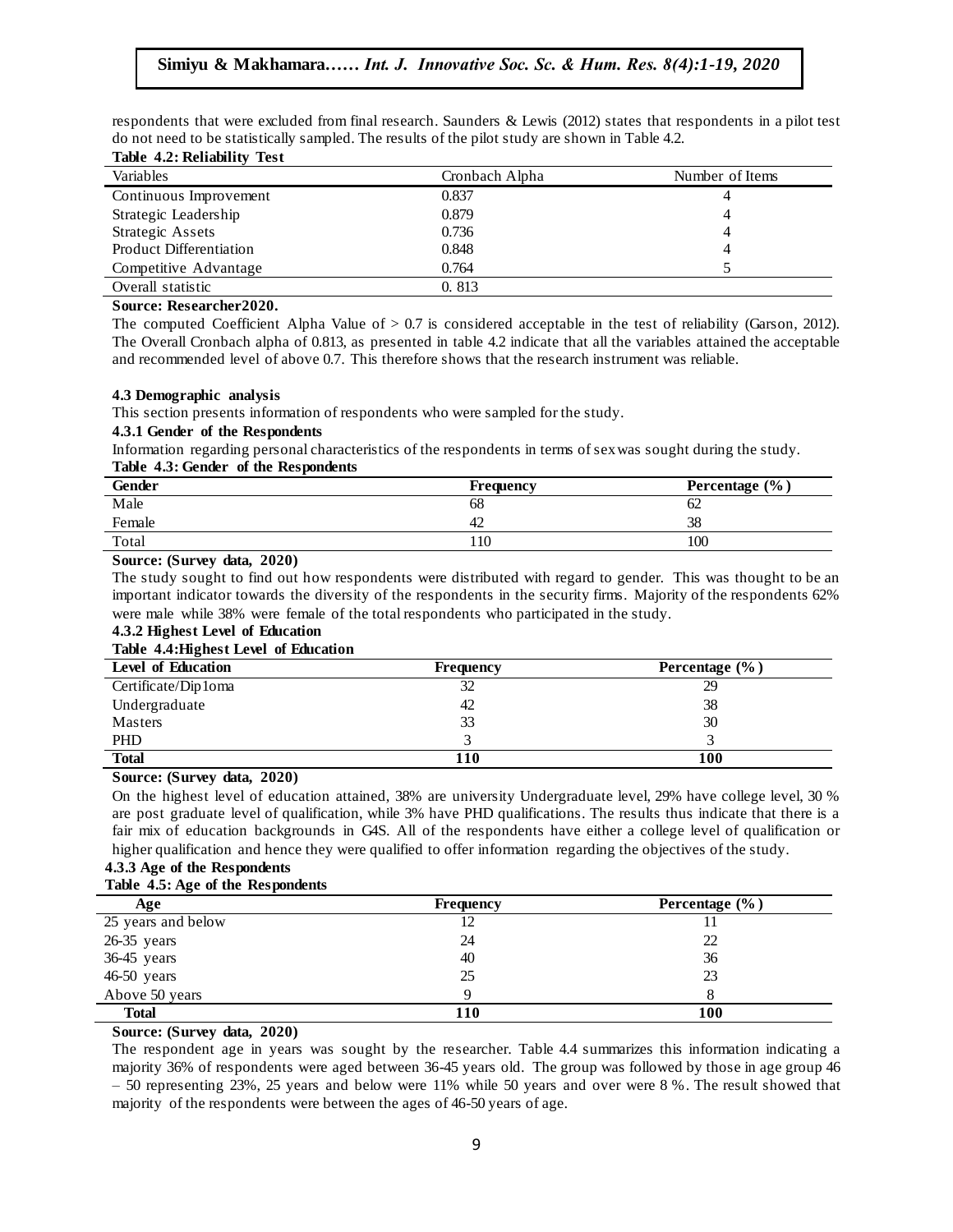respondents that were excluded from final research. Saunders & Lewis (2012) states that respondents in a pilot test do not need to be statistically sampled. The results of the pilot study are shown in Table 4.2.

**Table 4.2: Reliability Test**

| Variables | Cronbach Alpha | Number of Items |
|---|---|---|
| Continuous Improvement | 0.837 | 4 |
| Strategic Leadership | 0.879 | 4 |
| Strategic Assets | 0.736 | 4 |
| Product Differentiation | 0.848 | 4 |
| Competitive Advantage | 0.764 | 5 |
| Overall statistic | 0. 813 | |

**Source: Researcher2020.**

The computed Coefficient Alpha Value of > 0.7 is considered acceptable in the test of reliability (Garson, 2012). The Overall Cronbach alpha of 0.813, as presented in table 4.2 indicate that all the variables attained the acceptable and recommended level of above 0.7. This therefore shows that the research instrument was reliable.

### 4.3 Demographic analysis

This section presents information of respondents who were sampled for the study.

#### 4.3.1 Gender of the Respondents

Information regarding personal characteristics of the respondents in terms of sex was sought during the study.

**Table 4.3: Gender of the Respondents**

| Gender | Frequency | Percentage (%) |
|---|---|---|
| Male | 68 | 62 |
| Female | 42 | 38 |
| Total | 110 | 100 |

**Source: (Survey data, 2020)**

The study sought to find out how respondents were distributed with regard to gender. This was thought to be an important indicator towards the diversity of the respondents in the security firms. Majority of the respondents 62% were male while 38% were female of the total respondents who participated in the study.

#### 4.3.2 Highest Level of Education

**Table 4.4:Highest Level of Education**

| Level of Education | Frequency | Percentage (%) |
|---|---|---|
| Certificate/Dip1oma | 32 | 29 |
| Undergraduate | 42 | 38 |
| Masters | 33 | 30 |
| PHD | 3 | 3 |
| **Total** | **110** | **100** |

**Source: (Survey data, 2020)**

On the highest level of education attained, 38% are university Undergraduate level, 29% have college level, 30 % are post graduate level of qualification, while 3% have PHD qualifications. The results thus indicate that there is a fair mix of education backgrounds in G4S. All of the respondents have either a college level of qualification or higher qualification and hence they were qualified to offer information regarding the objectives of the study.

#### 4.3.3 Age of the Respondents

**Table 4.5: Age of the Respondents**

| Age | Frequency | Percentage (%) |
|---|---|---|
| 25 years and below | 12 | 11 |
| 26-35 years | 24 | 22 |
| 36-45 years | 40 | 36 |
| 46-50 years | 25 | 23 |
| Above 50 years | 9 | 8 |
| **Total** | **110** | **100** |

**Source: (Survey data, 2020)**

The respondent age in years was sought by the researcher. Table 4.4 summarizes this information indicating a majority 36% of respondents were aged between 36-45 years old. The group was followed by those in age group 46 – 50 representing 23%, 25 years and below were 11% while 50 years and over were 8 %. The result showed that majority of the respondents were between the ages of 46-50 years of age.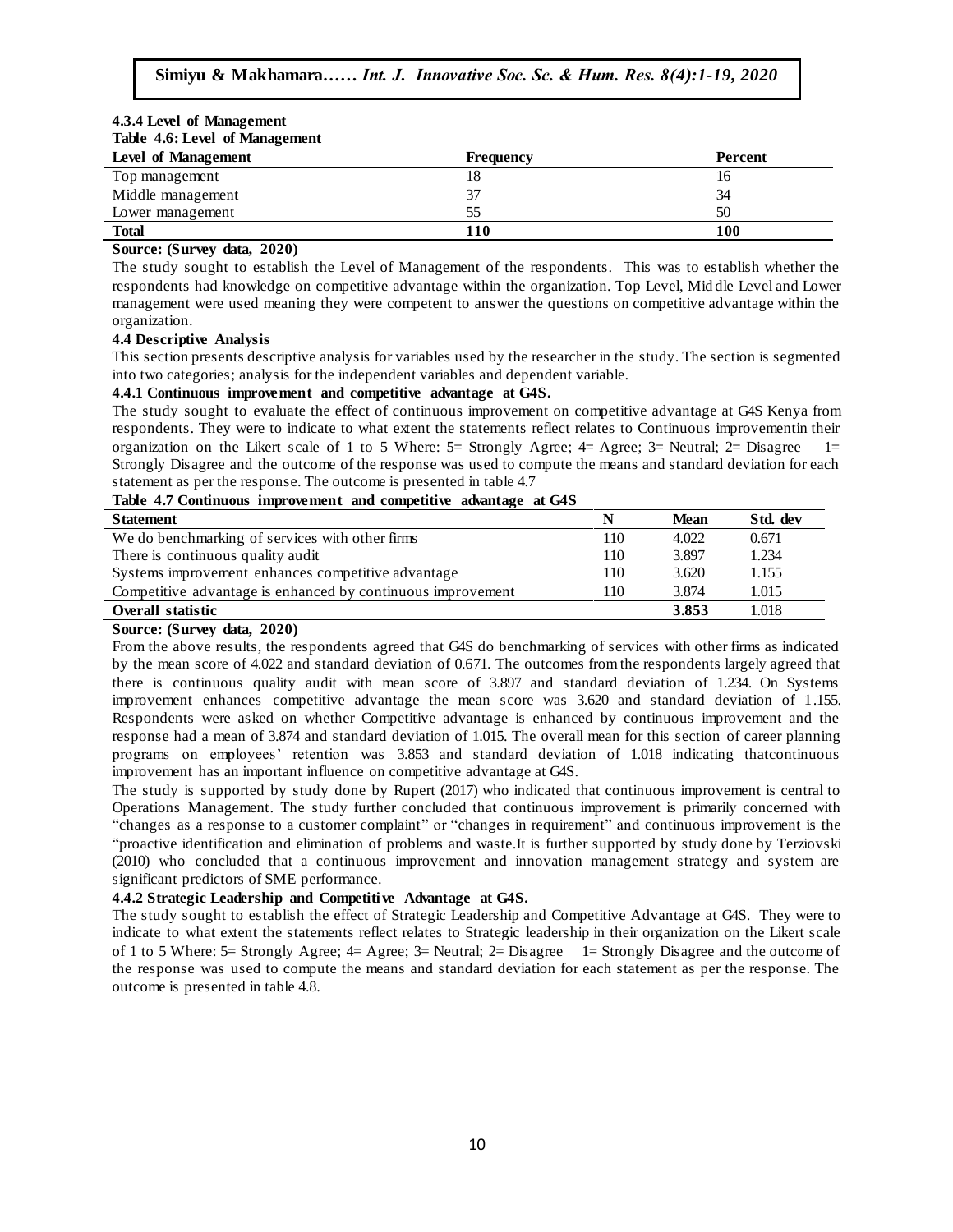### 4.3.4 Level of Management

**Table 4.6: Level of Management**

| Level of Management | Frequency | Percent |
|---|---|---|
| Top management | 18 | 16 |
| Middle management | 37 | 34 |
| Lower management | 55 | 50 |
| **Total** | **110** | **100** |

**Source: (Survey data, 2020)**

The study sought to establish the Level of Management of the respondents. This was to establish whether the respondents had knowledge on competitive advantage within the organization. Top Level, Middle Level and Lower management were used meaning they were competent to answer the questions on competitive advantage within the organization.

### 4.4 Descriptive Analysis

This section presents descriptive analysis for variables used by the researcher in the study. The section is segmented into two categories; analysis for the independent variables and dependent variable.

#### 4.4.1 Continuous improvement and competitive advantage at G4S.

The study sought to evaluate the effect of continuous improvement on competitive advantage at G4S Kenya from respondents. They were to indicate to what extent the statements reflect relates to Continuous improvementin their organization on the Likert scale of 1 to 5 Where: 5= Strongly Agree; 4= Agree; 3= Neutral; 2= Disagree 1= Strongly Disagree and the outcome of the response was used to compute the means and standard deviation for each statement as per the response. The outcome is presented in table 4.7

**Table 4.7 Continuous improvement and competitive advantage at G4S**

| Statement | N | Mean | Std. dev |
|---|---|---|---|
| We do benchmarking of services with other firms | 110 | 4.022 | 0.671 |
| There is continuous quality audit | 110 | 3.897 | 1.234 |
| Systems improvement enhances competitive advantage | 110 | 3.620 | 1.155 |
| Competitive advantage is enhanced by continuous improvement | 110 | 3.874 | 1.015 |
| **Overall statistic** | | **3.853** | 1.018 |

**Source: (Survey data, 2020)**

From the above results, the respondents agreed that G4S do benchmarking of services with other firms as indicated by the mean score of 4.022 and standard deviation of 0.671. The outcomes from the respondents largely agreed that there is continuous quality audit with mean score of 3.897 and standard deviation of 1.234. On Systems improvement enhances competitive advantage the mean score was 3.620 and standard deviation of 1.155. Respondents were asked on whether Competitive advantage is enhanced by continuous improvement and the response had a mean of 3.874 and standard deviation of 1.015. The overall mean for this section of career planning programs on employees' retention was 3.853 and standard deviation of 1.018 indicating thatcontinuous improvement has an important influence on competitive advantage at G4S.

The study is supported by study done by Rupert (2017) who indicated that continuous improvement is central to Operations Management. The study further concluded that continuous improvement is primarily concerned with "changes as a response to a customer complaint" or "changes in requirement" and continuous improvement is the "proactive identification and elimination of problems and waste.It is further supported by study done by Terziovski (2010) who concluded that a continuous improvement and innovation management strategy and system are significant predictors of SME performance.

#### 4.4.2 Strategic Leadership and Competitive Advantage at G4S.

The study sought to establish the effect of Strategic Leadership and Competitive Advantage at G4S. They were to indicate to what extent the statements reflect relates to Strategic leadership in their organization on the Likert scale of 1 to 5 Where: 5= Strongly Agree; 4= Agree; 3= Neutral; 2= Disagree 1= Strongly Disagree and the outcome of the response was used to compute the means and standard deviation for each statement as per the response. The outcome is presented in table 4.8.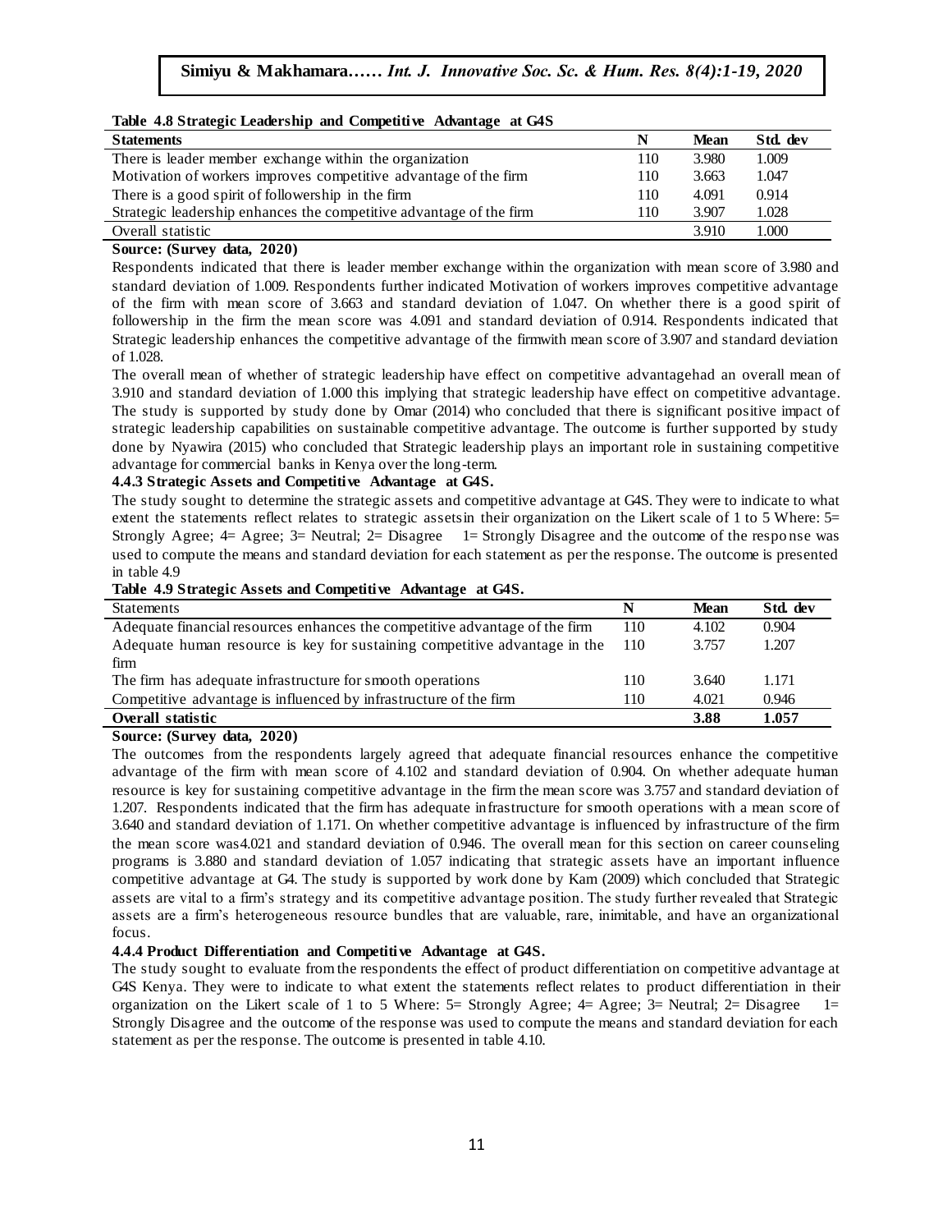**Table 4.8 Strategic Leadership and Competitive Advantage at G4S**

| Statements | N | Mean | Std. dev |
|---|---|---|---|
| There is leader member exchange within the organization | 110 | 3.980 | 1.009 |
| Motivation of workers improves competitive advantage of the firm | 110 | 3.663 | 1.047 |
| There is a good spirit of followership in the firm | 110 | 4.091 | 0.914 |
| Strategic leadership enhances the competitive advantage of the firm | 110 | 3.907 | 1.028 |
| Overall statistic | | 3.910 | 1.000 |

**Source: (Survey data, 2020)**

Respondents indicated that there is leader member exchange within the organization with mean score of 3.980 and standard deviation of 1.009. Respondents further indicated Motivation of workers improves competitive advantage of the firm with mean score of 3.663 and standard deviation of 1.047. On whether there is a good spirit of followership in the firm the mean score was 4.091 and standard deviation of 0.914. Respondents indicated that Strategic leadership enhances the competitive advantage of the firmwith mean score of 3.907 and standard deviation of 1.028.

The overall mean of whether of strategic leadership have effect on competitive advantagehad an overall mean of 3.910 and standard deviation of 1.000 this implying that strategic leadership have effect on competitive advantage. The study is supported by study done by Omar (2014) who concluded that there is significant positive impact of strategic leadership capabilities on sustainable competitive advantage. The outcome is further supported by study done by Nyawira (2015) who concluded that Strategic leadership plays an important role in sustaining competitive advantage for commercial banks in Kenya over the long-term.

### 4.4.3 Strategic Assets and Competitive Advantage at G4S.

The study sought to determine the strategic assets and competitive advantage at G4S. They were to indicate to what extent the statements reflect relates to strategic assetsin their organization on the Likert scale of 1 to 5 Where: 5= Strongly Agree; 4= Agree; 3= Neutral; 2= Disagree 1= Strongly Disagree and the outcome of the response was used to compute the means and standard deviation for each statement as per the response. The outcome is presented in table 4.9

**Table 4.9 Strategic Assets and Competitive Advantage at G4S.**

| Statements | N | Mean | Std. dev |
|---|---|---|---|
| Adequate financial resources enhances the competitive advantage of the firm | 110 | 4.102 | 0.904 |
| Adequate human resource is key for sustaining competitive advantage in the firm | 110 | 3.757 | 1.207 |
| The firm has adequate infrastructure for smooth operations | 110 | 3.640 | 1.171 |
| Competitive advantage is influenced by infrastructure of the firm | 110 | 4.021 | 0.946 |
| **Overall statistic** | | **3.88** | **1.057** |

**Source: (Survey data, 2020)**

The outcomes from the respondents largely agreed that adequate financial resources enhance the competitive advantage of the firm with mean score of 4.102 and standard deviation of 0.904. On whether adequate human resource is key for sustaining competitive advantage in the firm the mean score was 3.757 and standard deviation of 1.207. Respondents indicated that the firm has adequate infrastructure for smooth operations with a mean score of 3.640 and standard deviation of 1.171. On whether competitive advantage is influenced by infrastructure of the firm the mean score was4.021 and standard deviation of 0.946. The overall mean for this section on career counseling programs is 3.880 and standard deviation of 1.057 indicating that strategic assets have an important influence competitive advantage at G4. The study is supported by work done by Kam (2009) which concluded that Strategic assets are vital to a firm's strategy and its competitive advantage position. The study further revealed that Strategic assets are a firm's heterogeneous resource bundles that are valuable, rare, inimitable, and have an organizational focus.

### 4.4.4 Product Differentiation and Competitive Advantage at G4S.

The study sought to evaluate from the respondents the effect of product differentiation on competitive advantage at G4S Kenya. They were to indicate to what extent the statements reflect relates to product differentiation in their organization on the Likert scale of 1 to 5 Where: 5= Strongly Agree; 4= Agree; 3= Neutral; 2= Disagree 1= Strongly Disagree and the outcome of the response was used to compute the means and standard deviation for each statement as per the response. The outcome is presented in table 4.10.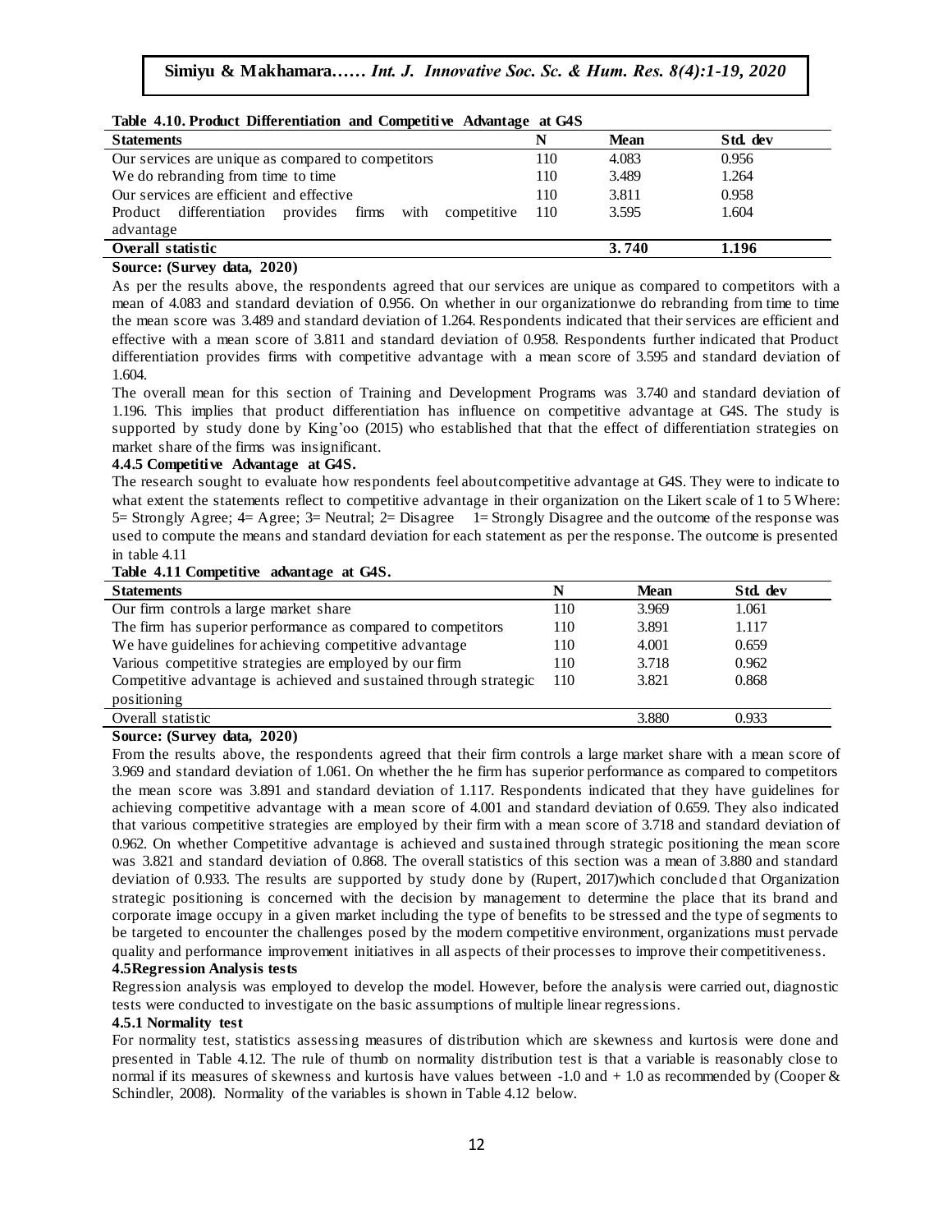**Table 4.10. Product Differentiation and Competitive Advantage at G4S**

| Statements | N | Mean | Std. dev |
|---|---|---|---|
| Our services are unique as compared to competitors | 110 | 4.083 | 0.956 |
| We do rebranding from time to time | 110 | 3.489 | 1.264 |
| Our services are efficient and effective | 110 | 3.811 | 0.958 |
| Product differentiation provides firms with competitive advantage | 110 | 3.595 | 1.604 |
| **Overall statistic** | | **3.740** | **1.196** |

**Source: (Survey data, 2020)**

As per the results above, the respondents agreed that our services are unique as compared to competitors with a mean of 4.083 and standard deviation of 0.956. On whether in our organizationwe do rebranding from time to time the mean score was 3.489 and standard deviation of 1.264. Respondents indicated that their services are efficient and effective with a mean score of 3.811 and standard deviation of 0.958. Respondents further indicated that Product differentiation provides firms with competitive advantage with a mean score of 3.595 and standard deviation of 1.604.

The overall mean for this section of Training and Development Programs was 3.740 and standard deviation of 1.196. This implies that product differentiation has influence on competitive advantage at G4S. The study is supported by study done by King'oo (2015) who established that that the effect of differentiation strategies on market share of the firms was insignificant.

### 4.4.5 Competitive Advantage at G4S.

The research sought to evaluate how respondents feel aboutcompetitive advantage at G4S. They were to indicate to what extent the statements reflect to competitive advantage in their organization on the Likert scale of 1 to 5 Where: 5= Strongly Agree; 4= Agree; 3= Neutral; 2= Disagree 1= Strongly Disagree and the outcome of the response was used to compute the means and standard deviation for each statement as per the response. The outcome is presented in table 4.11

**Table 4.11 Competitive advantage at G4S.**

| Statements | N | Mean | Std. dev |
|---|---|---|---|
| Our firm controls a large market share | 110 | 3.969 | 1.061 |
| The firm has superior performance as compared to competitors | 110 | 3.891 | 1.117 |
| We have guidelines for achieving competitive advantage | 110 | 4.001 | 0.659 |
| Various competitive strategies are employed by our firm | 110 | 3.718 | 0.962 |
| Competitive advantage is achieved and sustained through strategic positioning | 110 | 3.821 | 0.868 |
| Overall statistic | | 3.880 | 0.933 |

**Source: (Survey data, 2020)**

From the results above, the respondents agreed that their firm controls a large market share with a mean score of 3.969 and standard deviation of 1.061. On whether the he firm has superior performance as compared to competitors the mean score was 3.891 and standard deviation of 1.117. Respondents indicated that they have guidelines for achieving competitive advantage with a mean score of 4.001 and standard deviation of 0.659. They also indicated that various competitive strategies are employed by their firm with a mean score of 3.718 and standard deviation of 0.962. On whether Competitive advantage is achieved and sustained through strategic positioning the mean score was 3.821 and standard deviation of 0.868. The overall statistics of this section was a mean of 3.880 and standard deviation of 0.933. The results are supported by study done by (Rupert, 2017)which concluded that Organization strategic positioning is concerned with the decision by management to determine the place that its brand and corporate image occupy in a given market including the type of benefits to be stressed and the type of segments to be targeted to encounter the challenges posed by the modern competitive environment, organizations must pervade quality and performance improvement initiatives in all aspects of their processes to improve their competitiveness.

### 4.5Regression Analysis tests

Regression analysis was employed to develop the model. However, before the analysis were carried out, diagnostic tests were conducted to investigate on the basic assumptions of multiple linear regressions.

#### 4.5.1 Normality test

For normality test, statistics assessing measures of distribution which are skewness and kurtosis were done and presented in Table 4.12. The rule of thumb on normality distribution test is that a variable is reasonably close to normal if its measures of skewness and kurtosis have values between -1.0 and + 1.0 as recommended by (Cooper & Schindler, 2008). Normality of the variables is shown in Table 4.12 below.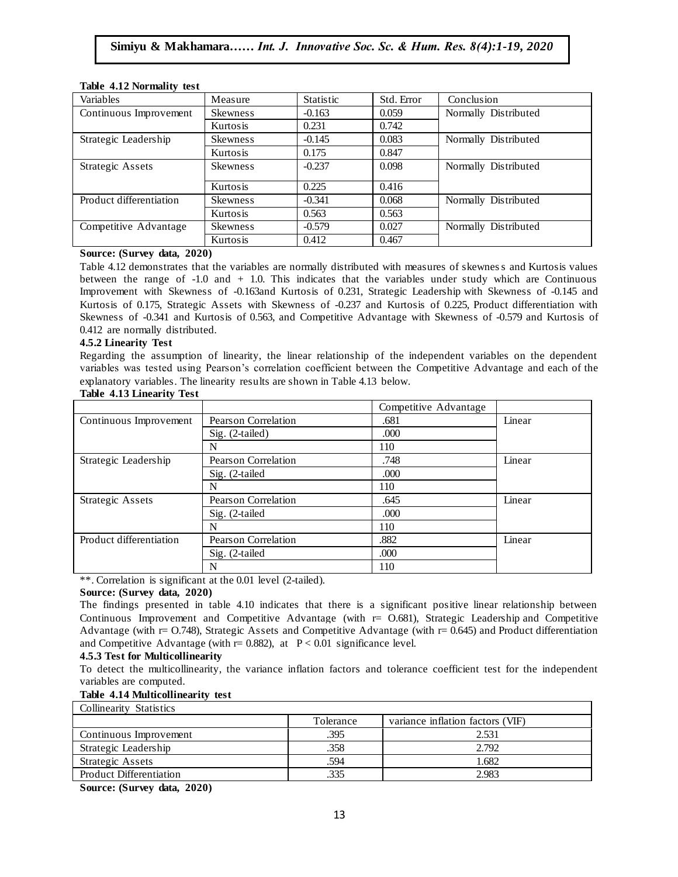**Table 4.12 Normality test**

| Variables | Measure | Statistic | Std. Error | Conclusion |
|---|---|---|---|---|
| Continuous Improvement | Skewness | -0.163 | 0.059 | Normally Distributed |
| | Kurtosis | 0.231 | 0.742 | |
| Strategic Leadership | Skewness | -0.145 | 0.083 | Normally Distributed |
| | Kurtosis | 0.175 | 0.847 | |
| Strategic Assets | Skewness | -0.237 | 0.098 | Normally Distributed |
| | Kurtosis | 0.225 | 0.416 | |
| Product differentiation | Skewness | -0.341 | 0.068 | Normally Distributed |
| | Kurtosis | 0.563 | 0.563 | |
| Competitive Advantage | Skewness | -0.579 | 0.027 | Normally Distributed |
| | Kurtosis | 0.412 | 0.467 | |

**Source: (Survey data, 2020)**

Table 4.12 demonstrates that the variables are normally distributed with measures of skewness and Kurtosis values between the range of -1.0 and + 1.0. This indicates that the variables under study which are Continuous Improvement with Skewness of -0.163and Kurtosis of 0.231, Strategic Leadership with Skewness of -0.145 and Kurtosis of 0.175, Strategic Assets with Skewness of -0.237 and Kurtosis of 0.225, Product differentiation with Skewness of -0.341 and Kurtosis of 0.563, and Competitive Advantage with Skewness of -0.579 and Kurtosis of 0.412 are normally distributed.

**4.5.2 Linearity Test**

Regarding the assumption of linearity, the linear relationship of the independent variables on the dependent variables was tested using Pearson's correlation coefficient between the Competitive Advantage and each of the explanatory variables. The linearity results are shown in Table 4.13 below.

**Table 4.13 Linearity Test**

| | | Competitive Advantage | |
|---|---|---|---|
| Continuous Improvement | Pearson Correlation | .681 | Linear |
| | Sig. (2-tailed) | .000 | |
| | N | 110 | |
| Strategic Leadership | Pearson Correlation | .748 | Linear |
| | Sig. (2-tailed | .000 | |
| | N | 110 | |
| Strategic Assets | Pearson Correlation | .645 | Linear |
| | Sig. (2-tailed | .000 | |
| | N | 110 | |
| Product differentiation | Pearson Correlation | .882 | Linear |
| | Sig. (2-tailed | .000 | |
| | N | 110 | |

**. Correlation is significant at the 0.01 level (2-tailed).

**Source: (Survey data, 2020)**

The findings presented in table 4.10 indicates that there is a significant positive linear relationship between Continuous Improvement and Competitive Advantage (with r= O.681), Strategic Leadership and Competitive Advantage (with r= O.748), Strategic Assets and Competitive Advantage (with r= 0.645) and Product differentiation and Competitive Advantage (with r= 0.882), at $P < 0.01$ significance level.

**4.5.3 Test for Multicollinearity**

To detect the multicollinearity, the variance inflation factors and tolerance coefficient test for the independent variables are computed.

**Table 4.14 Multicollinearity test**

| Collinearity Statistics | | |
|---|---|---|
| | Tolerance | variance inflation factors (VIF) |
| Continuous Improvement | .395 | 2.531 |
| Strategic Leadership | .358 | 2.792 |
| Strategic Assets | .594 | 1.682 |
| Product Differentiation | .335 | 2.983 |

**Source: (Survey data, 2020)**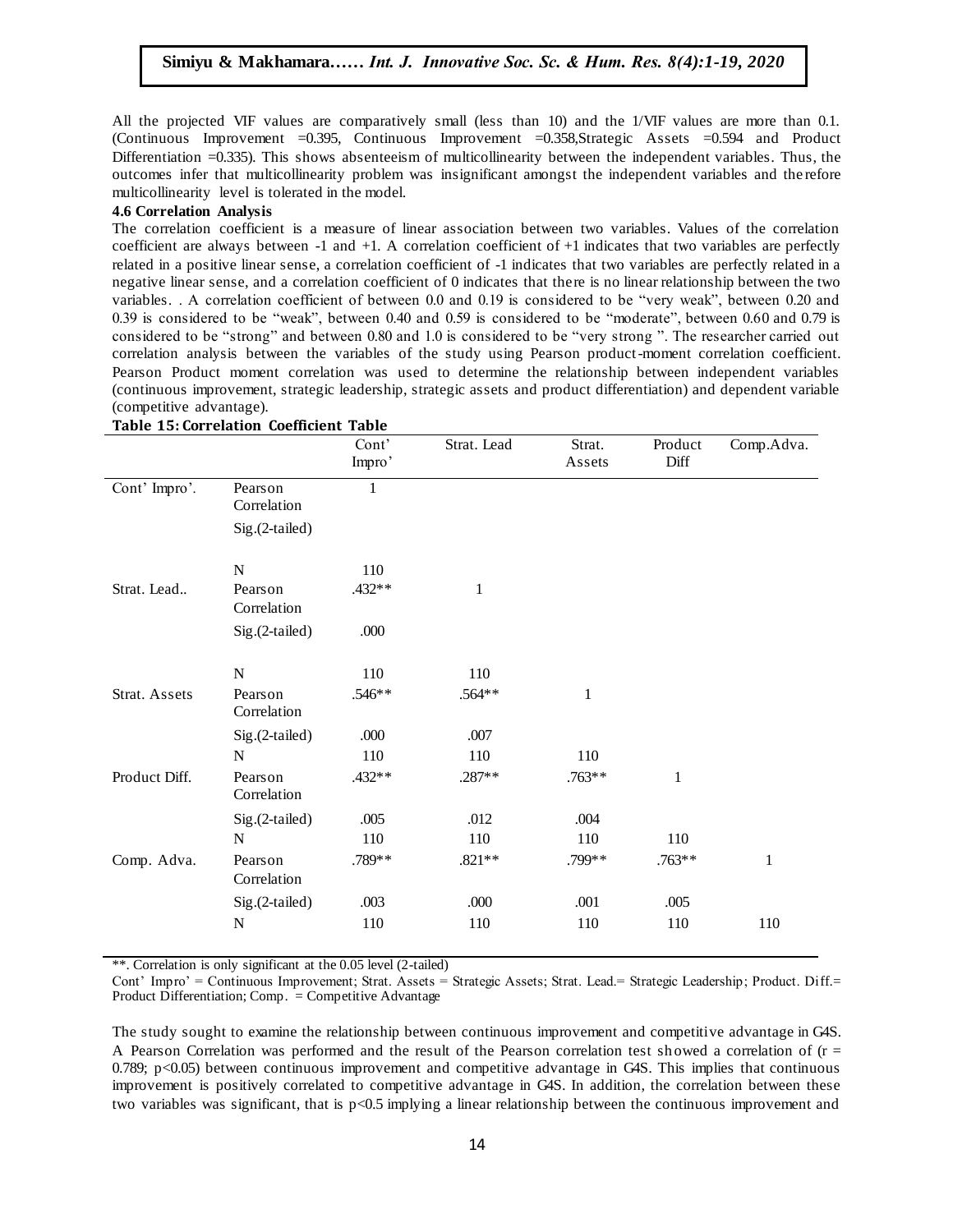All the projected VIF values are comparatively small (less than 10) and the 1/VIF values are more than 0.1. (Continuous Improvement =0.395, Continuous Improvement =0.358,Strategic Assets =0.594 and Product Differentiation =0.335). This shows absenteeism of multicollinearity between the independent variables. Thus, the outcomes infer that multicollinearity problem was insignificant amongst the independent variables and therefore multicollinearity level is tolerated in the model.

**4.6 Correlation Analysis**

The correlation coefficient is a measure of linear association between two variables. Values of the correlation coefficient are always between -1 and +1. A correlation coefficient of +1 indicates that two variables are perfectly related in a positive linear sense, a correlation coefficient of -1 indicates that two variables are perfectly related in a negative linear sense, and a correlation coefficient of 0 indicates that there is no linear relationship between the two variables. . A correlation coefficient of between 0.0 and 0.19 is considered to be "very weak", between 0.20 and 0.39 is considered to be "weak", between 0.40 and 0.59 is considered to be "moderate", between 0.60 and 0.79 is considered to be "strong" and between 0.80 and 1.0 is considered to be "very strong ". The researcher carried out correlation analysis between the variables of the study using Pearson product-moment correlation coefficient. Pearson Product moment correlation was used to determine the relationship between independent variables (continuous improvement, strategic leadership, strategic assets and product differentiation) and dependent variable (competitive advantage).

**Table 15: Correlation Coefficient Table**

| | | Cont' Impro' | Strat. Lead | Strat. Assets | Product Diff | Comp.Adva. |
|---|---|---|---|---|---|---|
| Cont' Impro'. | Pearson Correlation | 1 | | | | |
| | Sig.(2-tailed) | | | | | |
| | N | 110 | | | | |
| Strat. Lead.. | Pearson Correlation | .432** | 1 | | | |
| | Sig.(2-tailed) | .000 | | | | |
| | N | 110 | 110 | | | |
| Strat. Assets | Pearson Correlation | .546** | .564** | 1 | | |
| | Sig.(2-tailed) | .000 | .007 | | | |
| | N | 110 | 110 | 110 | | |
| Product Diff. | Pearson Correlation | .432** | .287** | .763** | 1 | |
| | Sig.(2-tailed) | .005 | .012 | .004 | | |
| | N | 110 | 110 | 110 | 110 | |
| Comp. Adva. | Pearson Correlation | .789** | .821** | .799** | .763** | 1 |
| | Sig.(2-tailed) | .003 | .000 | .001 | .005 | |
| | N | 110 | 110 | 110 | 110 | 110 |

**. Correlation is only significant at the 0.05 level (2-tailed)

Cont' Impro' = Continuous Improvement; Strat. Assets = Strategic Assets; Strat. Lead.= Strategic Leadership; Product. Diff.= Product Differentiation; Comp. = Competitive Advantage

The study sought to examine the relationship between continuous improvement and competitive advantage in G4S. A Pearson Correlation was performed and the result of the Pearson correlation test showed a correlation of ($r$ = 0.789; $p<0.05$) between continuous improvement and competitive advantage in G4S. This implies that continuous improvement is positively correlated to competitive advantage in G4S. In addition, the correlation between these two variables was significant, that is $p<0.5$ implying a linear relationship between the continuous improvement and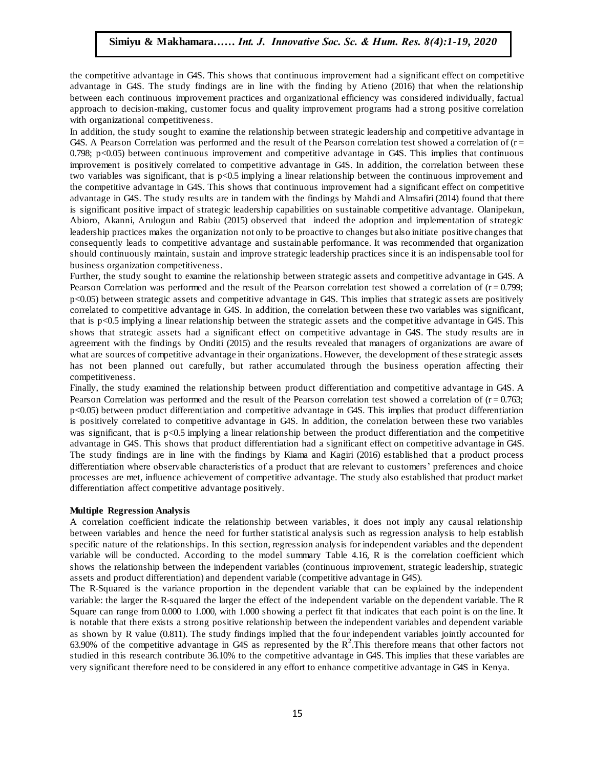the competitive advantage in G4S. This shows that continuous improvement had a significant effect on competitive advantage in G4S. The study findings are in line with the finding by Atieno (2016) that when the relationship between each continuous improvement practices and organizational efficiency was considered individually, factual approach to decision-making, customer focus and quality improvement programs had a strong positive correlation with organizational competitiveness.

In addition, the study sought to examine the relationship between strategic leadership and competitive advantage in G4S. A Pearson Correlation was performed and the result of the Pearson correlation test showed a correlation of ($r = 0.798$; $p<0.05$) between continuous improvement and competitive advantage in G4S. This implies that continuous improvement is positively correlated to competitive advantage in G4S. In addition, the correlation between these two variables was significant, that is $p<0.5$ implying a linear relationship between the continuous improvement and the competitive advantage in G4S. This shows that continuous improvement had a significant effect on competitive advantage in G4S. The study results are in tandem with the findings by Mahdi and Almsafiri (2014) found that there is significant positive impact of strategic leadership capabilities on sustainable competitive advantage. Olanipekun, Abioro, Akanni, Arulogun and Rabiu (2015) observed that indeed the adoption and implementation of strategic leadership practices makes the organization not only to be proactive to changes but also initiate positive changes that consequently leads to competitive advantage and sustainable performance. It was recommended that organization should continuously maintain, sustain and improve strategic leadership practices since it is an indispensable tool for business organization competitiveness.

Further, the study sought to examine the relationship between strategic assets and competitive advantage in G4S. A Pearson Correlation was performed and the result of the Pearson correlation test showed a correlation of ($r = 0.799$; $p<0.05$) between strategic assets and competitive advantage in G4S. This implies that strategic assets are positively correlated to competitive advantage in G4S. In addition, the correlation between these two variables was significant, that is $p<0.5$ implying a linear relationship between the strategic assets and the competitive advantage in G4S. This shows that strategic assets had a significant effect on competitive advantage in G4S. The study results are in agreement with the findings by Onditi (2015) and the results revealed that managers of organizations are aware of what are sources of competitive advantage in their organizations. However, the development of these strategic assets has not been planned out carefully, but rather accumulated through the business operation affecting their competitiveness.

Finally, the study examined the relationship between product differentiation and competitive advantage in G4S. A Pearson Correlation was performed and the result of the Pearson correlation test showed a correlation of ($r = 0.763$; $p<0.05$) between product differentiation and competitive advantage in G4S. This implies that product differentiation is positively correlated to competitive advantage in G4S. In addition, the correlation between these two variables was significant, that is $p<0.5$ implying a linear relationship between the product differentiation and the competitive advantage in G4S. This shows that product differentiation had a significant effect on competitive advantage in G4S. The study findings are in line with the findings by Kiama and Kagiri (2016) established that a product process differentiation where observable characteristics of a product that are relevant to customers' preferences and choice processes are met, influence achievement of competitive advantage. The study also established that product market differentiation affect competitive advantage positively.

**Multiple Regression Analysis**

A correlation coefficient indicate the relationship between variables, it does not imply any causal relationship between variables and hence the need for further statistical analysis such as regression analysis to help establish specific nature of the relationships. In this section, regression analysis for independent variables and the dependent variable will be conducted. According to the model summary Table 4.16, R is the correlation coefficient which shows the relationship between the independent variables (continuous improvement, strategic leadership, strategic assets and product differentiation) and dependent variable (competitive advantage in G4S).

The R-Squared is the variance proportion in the dependent variable that can be explained by the independent variable: the larger the R-squared the larger the effect of the independent variable on the dependent variable. The R Square can range from 0.000 to 1.000, with 1.000 showing a perfect fit that indicates that each point is on the line. It is notable that there exists a strong positive relationship between the independent variables and dependent variable as shown by R value (0.811). The study findings implied that the four independent variables jointly accounted for 63.90% of the competitive advantage in G4S as represented by the $R^2$.This therefore means that other factors not studied in this research contribute 36.10% to the competitive advantage in G4S. This implies that these variables are very significant therefore need to be considered in any effort to enhance competitive advantage in G4S in Kenya.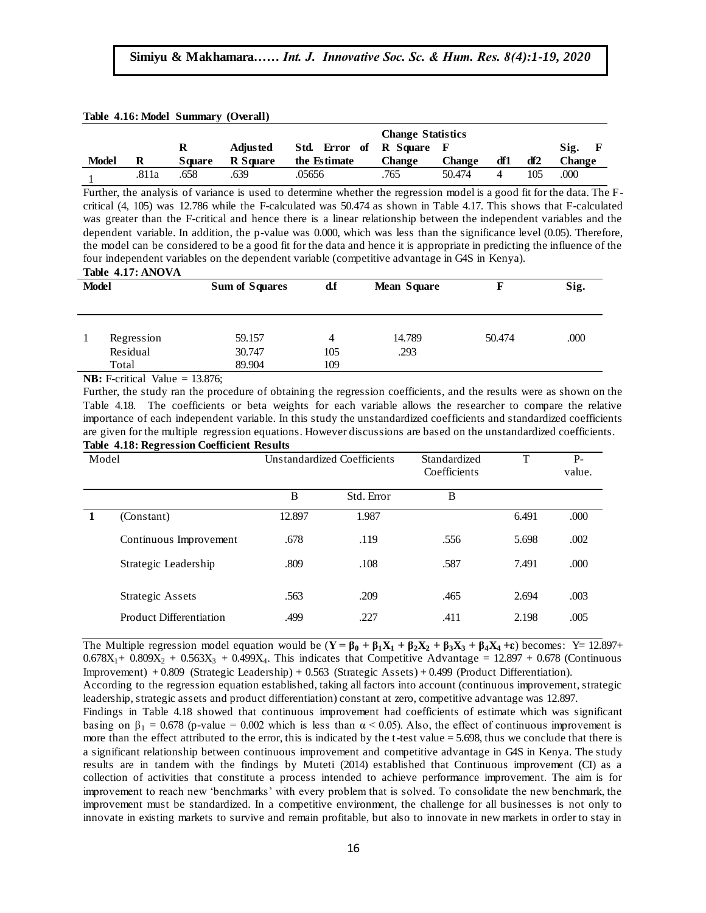**Table 4.16: Model Summary (Overall)**

| Model | R | R Square | Adjusted R Square | Std. Error of the Estimate | Change Statistics | | | | |
|---|---|---|---|---|---|---|---|---|---|
| | | | | | R Square Change | F Change | df1 | df2 | Sig. F Change |
| 1 | .811a | .658 | .639 | .05656 | .765 | 50.474 | 4 | 105 | .000 |

Further, the analysis of variance is used to determine whether the regression model is a good fit for the data. The F-critical (4, 105) was 12.786 while the F-calculated was 50.474 as shown in Table 4.17. This shows that F-calculated was greater than the F-critical and hence there is a linear relationship between the independent variables and the dependent variable. In addition, the p-value was 0.000, which was less than the significance level (0.05). Therefore, the model can be considered to be a good fit for the data and hence it is appropriate in predicting the influence of the four independent variables on the dependent variable (competitive advantage in G4S in Kenya).

**Table 4.17: ANOVA**

| Model | | Sum of Squares | df | Mean Square | F | Sig. |
|---|---|---|---|---|---|---|
| 1 | Regression | 59.157 | 4 | 14.789 | 50.474 | .000 |
| | Residual | 30.747 | 105 | .293 | | |
| | Total | 89.904 | 109 | | | |

**NB:** F-critical Value = 13.876;

Further, the study ran the procedure of obtaining the regression coefficients, and the results were as shown on the Table 4.18. The coefficients or beta weights for each variable allows the researcher to compare the relative importance of each independent variable. In this study the unstandardized coefficients and standardized coefficients are given for the multiple regression equations. However discussions are based on the unstandardized coefficients.

**Table 4.18: Regression Coefficient Results**

| Model | | Unstandardized Coefficients | | Standardized Coefficients | T | P-value. |
|---|---|---|---|---|---|---|
| | | B | Std. Error | B | | |
| 1 | (Constant) | 12.897 | 1.987 | | 6.491 | .000 |
| | Continuous Improvement | .678 | .119 | .556 | 5.698 | .002 |
| | Strategic Leadership | .809 | .108 | .587 | 7.491 | .000 |
| | Strategic Assets | .563 | .209 | .465 | 2.694 | .003 |
| | Product Differentiation | .499 | .227 | .411 | 2.198 | .005 |

The Multiple regression model equation would be ($\mathbf{Y = \beta_0 + \beta_1 X_1 + \beta_2 X_2 + \beta_3 X_3 + \beta_4 X_4 + \varepsilon}$) becomes: $Y = 12.897 + 0.678X_1 + 0.809X_2 + 0.563X_3 + 0.499X_4$. This indicates that Competitive Advantage = 12.897 + 0.678 (Continuous Improvement) + 0.809 (Strategic Leadership) + 0.563 (Strategic Assets) + 0.499 (Product Differentiation).

According to the regression equation established, taking all factors into account (continuous improvement, strategic leadership, strategic assets and product differentiation) constant at zero, competitive advantage was 12.897.

Findings in Table 4.18 showed that continuous improvement had coefficients of estimate which was significant basing on $\beta_1 = 0.678$ (p-value = 0.002 which is less than $\alpha < 0.05$). Also, the effect of continuous improvement is more than the effect attributed to the error, this is indicated by the t-test value = 5.698, thus we conclude that there is a significant relationship between continuous improvement and competitive advantage in G4S in Kenya. The study results are in tandem with the findings by Muteti (2014) established that Continuous improvement (CI) as a collection of activities that constitute a process intended to achieve performance improvement. The aim is for improvement to reach new 'benchmarks' with every problem that is solved. To consolidate the new benchmark, the improvement must be standardized. In a competitive environment, the challenge for all businesses is not only to innovate in existing markets to survive and remain profitable, but also to innovate in new markets in order to stay in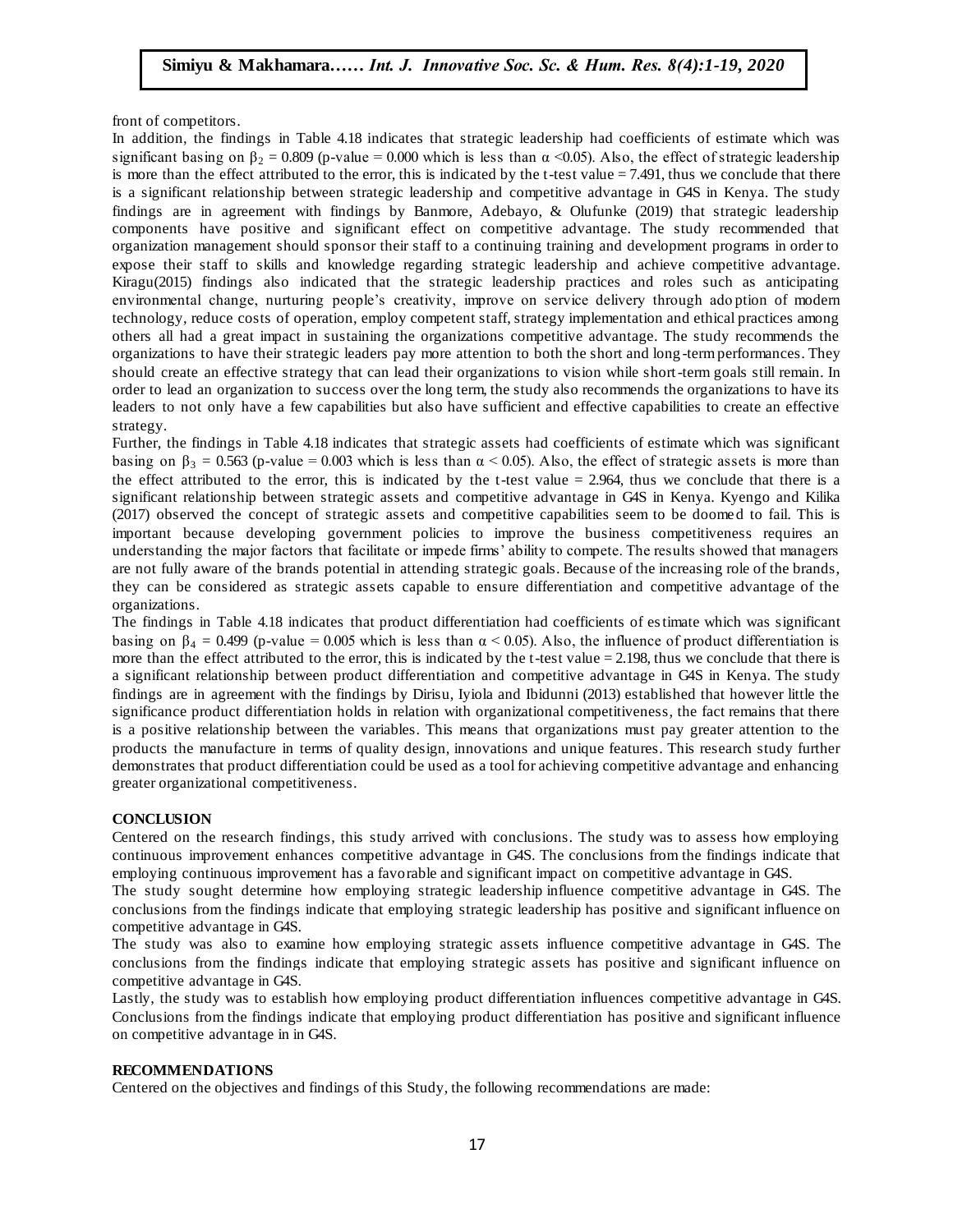front of competitors.

In addition, the findings in Table 4.18 indicates that strategic leadership had coefficients of estimate which was significant basing on $\beta_2 = 0.809$ (p-value = 0.000 which is less than $\alpha < 0.05$). Also, the effect of strategic leadership is more than the effect attributed to the error, this is indicated by the t-test value = 7.491, thus we conclude that there is a significant relationship between strategic leadership and competitive advantage in G4S in Kenya. The study findings are in agreement with findings by Banmore, Adebayo, & Olufunke (2019) that strategic leadership components have positive and significant effect on competitive advantage. The study recommended that organization management should sponsor their staff to a continuing training and development programs in order to expose their staff to skills and knowledge regarding strategic leadership and achieve competitive advantage. Kiragu(2015) findings also indicated that the strategic leadership practices and roles such as anticipating environmental change, nurturing people's creativity, improve on service delivery through adoption of modern technology, reduce costs of operation, employ competent staff, strategy implementation and ethical practices among others all had a great impact in sustaining the organizations competitive advantage. The study recommends the organizations to have their strategic leaders pay more attention to both the short and long-term performances. They should create an effective strategy that can lead their organizations to vision while short-term goals still remain. In order to lead an organization to success over the long term, the study also recommends the organizations to have its leaders to not only have a few capabilities but also have sufficient and effective capabilities to create an effective strategy.

Further, the findings in Table 4.18 indicates that strategic assets had coefficients of estimate which was significant basing on $\beta_3 = 0.563$ (p-value = 0.003 which is less than $\alpha < 0.05$). Also, the effect of strategic assets is more than the effect attributed to the error, this is indicated by the t-test value = 2.964, thus we conclude that there is a significant relationship between strategic assets and competitive advantage in G4S in Kenya. Kyengo and Kilika (2017) observed the concept of strategic assets and competitive capabilities seem to be doomed to fail. This is important because developing government policies to improve the business competitiveness requires an understanding the major factors that facilitate or impede firms' ability to compete. The results showed that managers are not fully aware of the brands potential in attending strategic goals. Because of the increasing role of the brands, they can be considered as strategic assets capable to ensure differentiation and competitive advantage of the organizations.

The findings in Table 4.18 indicates that product differentiation had coefficients of estimate which was significant basing on $\beta_4 = 0.499$ (p-value = 0.005 which is less than $\alpha < 0.05$). Also, the influence of product differentiation is more than the effect attributed to the error, this is indicated by the t-test value = 2.198, thus we conclude that there is a significant relationship between product differentiation and competitive advantage in G4S in Kenya. The study findings are in agreement with the findings by Dirisu, Iyiola and Ibidunni (2013) established that however little the significance product differentiation holds in relation with organizational competitiveness, the fact remains that there is a positive relationship between the variables. This means that organizations must pay greater attention to the products the manufacture in terms of quality design, innovations and unique features. This research study further demonstrates that product differentiation could be used as a tool for achieving competitive advantage and enhancing greater organizational competitiveness.

## CONCLUSION

Centered on the research findings, this study arrived with conclusions. The study was to assess how employing continuous improvement enhances competitive advantage in G4S. The conclusions from the findings indicate that employing continuous improvement has a favorable and significant impact on competitive advantage in G4S.

The study sought determine how employing strategic leadership influence competitive advantage in G4S. The conclusions from the findings indicate that employing strategic leadership has positive and significant influence on competitive advantage in G4S.

The study was also to examine how employing strategic assets influence competitive advantage in G4S. The conclusions from the findings indicate that employing strategic assets has positive and significant influence on competitive advantage in G4S.

Lastly, the study was to establish how employing product differentiation influences competitive advantage in G4S. Conclusions from the findings indicate that employing product differentiation has positive and significant influence on competitive advantage in in G4S.

## RECOMMENDATIONS

Centered on the objectives and findings of this Study, the following recommendations are made: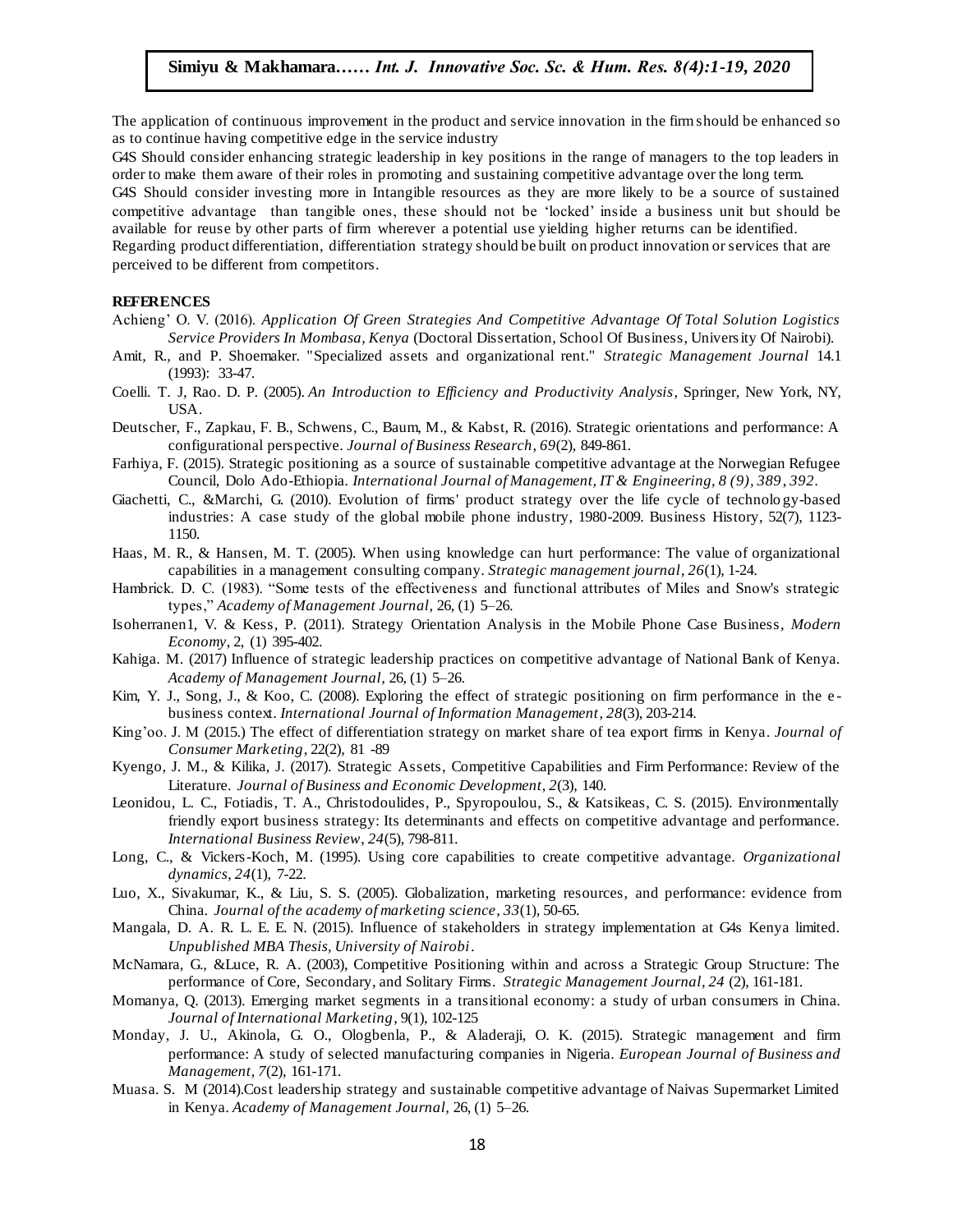The application of continuous improvement in the product and service innovation in the firm should be enhanced so as to continue having competitive edge in the service industry

G4S Should consider enhancing strategic leadership in key positions in the range of managers to the top leaders in order to make them aware of their roles in promoting and sustaining competitive advantage over the long term.

G4S Should consider investing more in Intangible resources as they are more likely to be a source of sustained competitive advantage than tangible ones, these should not be 'locked' inside a business unit but should be available for reuse by other parts of firm wherever a potential use yielding higher returns can be identified.

Regarding product differentiation, differentiation strategy should be built on product innovation or services that are perceived to be different from competitors.

**REFERENCES**

Achieng' O. V. (2016). *Application Of Green Strategies And Competitive Advantage Of Total Solution Logistics Service Providers In Mombasa, Kenya* (Doctoral Dissertation, School Of Business, University Of Nairobi).

Amit, R., and P. Shoemaker. "Specialized assets and organizational rent." *Strategic Management Journal* 14.1 (1993): 33-47.

Coelli. T. J, Rao. D. P. (2005). *An Introduction to Efficiency and Productivity Analysis*, Springer, New York, NY, USA.

Deutscher, F., Zapkau, F. B., Schwens, C., Baum, M., & Kabst, R. (2016). Strategic orientations and performance: A configurational perspective. *Journal of Business Research*, *69*(2), 849-861.

Farhiya, F. (2015). Strategic positioning as a source of sustainable competitive advantage at the Norwegian Refugee Council, Dolo Ado-Ethiopia. *International Journal of Management, IT & Engineering, 8 (9), 389, 392*.

Giachetti, C., &Marchi, G. (2010). Evolution of firms' product strategy over the life cycle of technology-based industries: A case study of the global mobile phone industry, 1980-2009. Business History, 52(7), 1123-1150.

Haas, M. R., & Hansen, M. T. (2005). When using knowledge can hurt performance: The value of organizational capabilities in a management consulting company. *Strategic management journal*, *26*(1), 1-24.

Hambrick. D. C. (1983). "Some tests of the effectiveness and functional attributes of Miles and Snow's strategic types," *Academy of Management Journal,* 26, (1) 5–26.

Isoherranen1, V. & Kess, P. (2011). Strategy Orientation Analysis in the Mobile Phone Case Business, *Modern Economy*, 2, (1) 395-402.

Kahiga. M. (2017) Influence of strategic leadership practices on competitive advantage of National Bank of Kenya. *Academy of Management Journal,* 26, (1) 5–26.

Kim, Y. J., Song, J., & Koo, C. (2008). Exploring the effect of strategic positioning on firm performance in the e-business context. *International Journal of Information Management*, *28*(3), 203-214.

King'oo. J. M (2015.) The effect of differentiation strategy on market share of tea export firms in Kenya. *Journal of Consumer Marketing*, 22(2), 81 -89

Kyengo, J. M., & Kilika, J. (2017). Strategic Assets, Competitive Capabilities and Firm Performance: Review of the Literature. *Journal of Business and Economic Development*, *2*(3), 140.

Leonidou, L. C., Fotiadis, T. A., Christodoulides, P., Spyropoulou, S., & Katsikeas, C. S. (2015). Environmentally friendly export business strategy: Its determinants and effects on competitive advantage and performance. *International Business Review*, *24*(5), 798-811.

Long, C., & Vickers-Koch, M. (1995). Using core capabilities to create competitive advantage. *Organizational dynamics*, *24*(1), 7-22.

Luo, X., Sivakumar, K., & Liu, S. S. (2005). Globalization, marketing resources, and performance: evidence from China. *Journal of the academy of marketing science*, *33*(1), 50-65.

Mangala, D. A. R. L. E. E. N. (2015). Influence of stakeholders in strategy implementation at G4s Kenya limited. *Unpublished MBA Thesis, University of Nairobi*.

McNamara, G., &Luce, R. A. (2003), Competitive Positioning within and across a Strategic Group Structure: The performance of Core, Secondary, and Solitary Firms. *Strategic Management Journal, 24* (2), 161-181.

Momanya, Q. (2013). Emerging market segments in a transitional economy: a study of urban consumers in China. *Journal of International Marketing*, 9(1), 102-125

Monday, J. U., Akinola, G. O., Ologbenla, P., & Aladeraji, O. K. (2015). Strategic management and firm performance: A study of selected manufacturing companies in Nigeria. *European Journal of Business and Management*, *7*(2), 161-171.

Muasa. S. M (2014).Cost leadership strategy and sustainable competitive advantage of Naivas Supermarket Limited in Kenya. *Academy of Management Journal,* 26, (1) 5–26.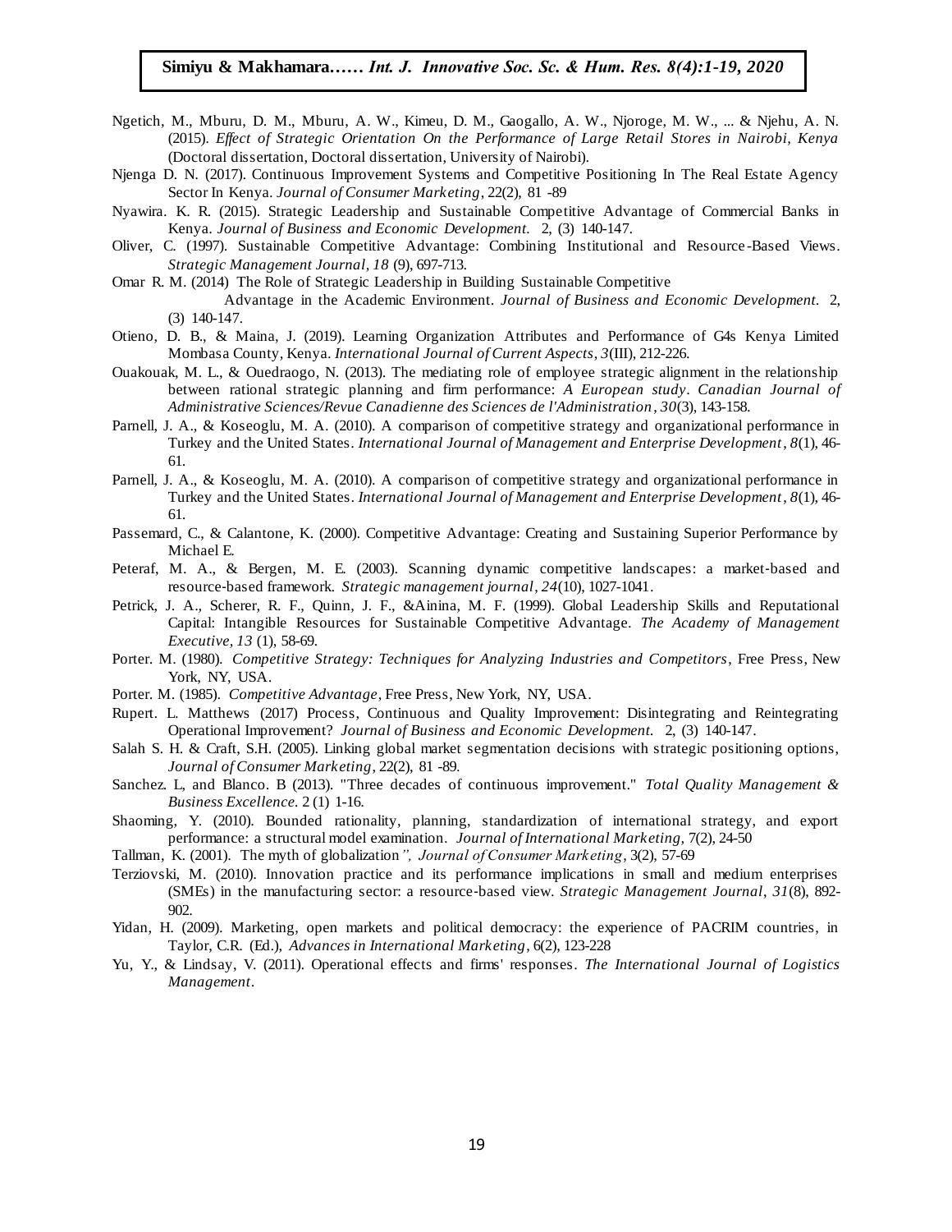Ngetich, M., Mburu, D. M., Mburu, A. W., Kimeu, D. M., Gaogallo, A. W., Njoroge, M. W., ... & Njehu, A. N. (2015). *Effect of Strategic Orientation On the Performance of Large Retail Stores in Nairobi, Kenya* (Doctoral dissertation, Doctoral dissertation, University of Nairobi).

Njenga D. N. (2017). Continuous Improvement Systems and Competitive Positioning In The Real Estate Agency Sector In Kenya. *Journal of Consumer Marketing*, 22(2), 81 -89

Nyawira. K. R. (2015). Strategic Leadership and Sustainable Competitive Advantage of Commercial Banks in Kenya. *Journal of Business and Economic Development.* 2, (3) 140-147.

Oliver, C. (1997). Sustainable Competitive Advantage: Combining Institutional and Resource-Based Views. *Strategic Management Journal, 18* (9), 697-713.

Omar R. M. (2014) The Role of Strategic Leadership in Building Sustainable Competitive Advantage in the Academic Environment. *Journal of Business and Economic Development.* 2, (3) 140-147.

Otieno, D. B., & Maina, J. (2019). Learning Organization Attributes and Performance of G4s Kenya Limited Mombasa County, Kenya. *International Journal of Current Aspects*, *3*(III), 212-226.

Ouakouak, M. L., & Ouedraogo, N. (2013). The mediating role of employee strategic alignment in the relationship between rational strategic planning and firm performance: *A European study*. *Canadian Journal of Administrative Sciences/Revue Canadienne des Sciences de l'Administration*, *30*(3), 143-158.

Parnell, J. A., & Koseoglu, M. A. (2010). A comparison of competitive strategy and organizational performance in Turkey and the United States. *International Journal of Management and Enterprise Development*, *8*(1), 46-61.

Parnell, J. A., & Koseoglu, M. A. (2010). A comparison of competitive strategy and organizational performance in Turkey and the United States. *International Journal of Management and Enterprise Development*, *8*(1), 46-61.

Passemard, C., & Calantone, K. (2000). Competitive Advantage: Creating and Sustaining Superior Performance by Michael E.

Peteraf, M. A., & Bergen, M. E. (2003). Scanning dynamic competitive landscapes: a market-based and resource-based framework. *Strategic management journal*, *24*(10), 1027-1041.

Petrick, J. A., Scherer, R. F., Quinn, J. F., &Ainina, M. F. (1999). Global Leadership Skills and Reputational Capital: Intangible Resources for Sustainable Competitive Advantage. *The Academy of Management Executive, 13* (1), 58-69.

Porter. M. (1980). *Competitive Strategy: Techniques for Analyzing Industries and Competitors*, Free Press, New York, NY, USA.

Porter. M. (1985). *Competitive Advantage*, Free Press, New York, NY, USA.

Rupert. L. Matthews (2017) Process, Continuous and Quality Improvement: Disintegrating and Reintegrating Operational Improvement? *Journal of Business and Economic Development.* 2, (3) 140-147.

Salah S. H. & Craft, S.H. (2005). Linking global market segmentation decisions with strategic positioning options, *Journal of Consumer Marketing*, 22(2), 81 -89.

Sanchez. L, and Blanco. B (2013). "Three decades of continuous improvement." *Total Quality Management & Business Excellence.* 2 (1) 1-16.

Shaoming, Y. (2010). Bounded rationality, planning, standardization of international strategy, and export performance: a structural model examination. *Journal of International Marketing,* 7(2), 24-50

Tallman, K. (2001). The myth of globalization*", Journal of Consumer Marketing*, 3(2), 57-69

Terziovski, M. (2010). Innovation practice and its performance implications in small and medium enterprises (SMEs) in the manufacturing sector: a resource-based view. *Strategic Management Journal*, *31*(8), 892-902.

Yidan, H. (2009). Marketing, open markets and political democracy: the experience of PACRIM countries, in Taylor, C.R. (Ed.), *Advances in International Marketing*, 6(2), 123-228

Yu, Y., & Lindsay, V. (2011). Operational effects and firms' responses. *The International Journal of Logistics Management*.